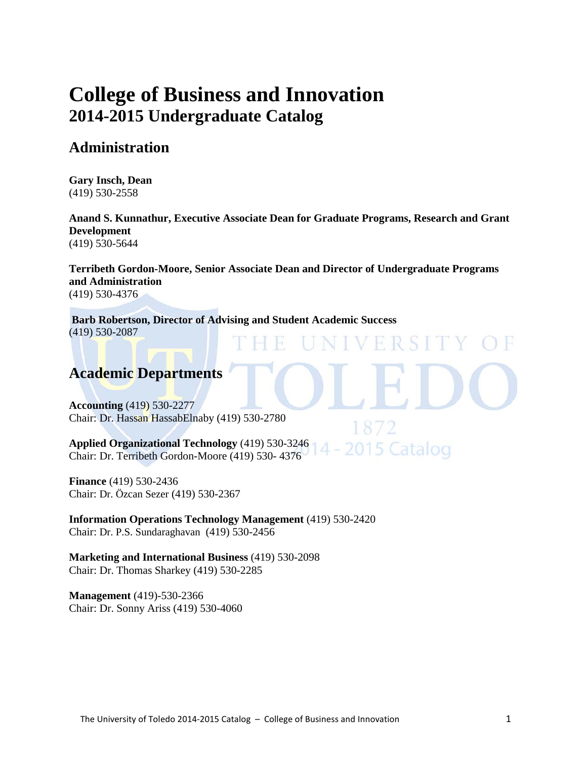# College of Business and Innovation
## 2014-2015 Undergraduate Catalog

## Administration

**Gary Insch, Dean**
(419) 530-2558

**Anand S. Kunnathur, Executive Associate Dean for Graduate Programs, Research and Grant Development**
(419) 530-5644

**Terribeth Gordon-Moore, Senior Associate Dean and Director of Undergraduate Programs and Administration**
(419) 530-4376

**Barb Robertson, Director of Advising and Student Academic Success**
(419) 530-2087

## Academic Departments

**Accounting** (419) 530-2277
Chair: Dr. Hassan HassabElnaby (419) 530-2780

**Applied Organizational Technology** (419) 530-3246
Chair: Dr. Terribeth Gordon-Moore (419) 530- 4376

**Finance** (419) 530-2436
Chair: Dr. Özcan Sezer (419) 530-2367

**Information Operations Technology Management** (419) 530-2420
Chair: Dr. P.S. Sundaraghavan (419) 530-2456

**Marketing and International Business** (419) 530-2098
Chair: Dr. Thomas Sharkey (419) 530-2285

**Management** (419)-530-2366
Chair: Dr. Sonny Ariss (419) 530-4060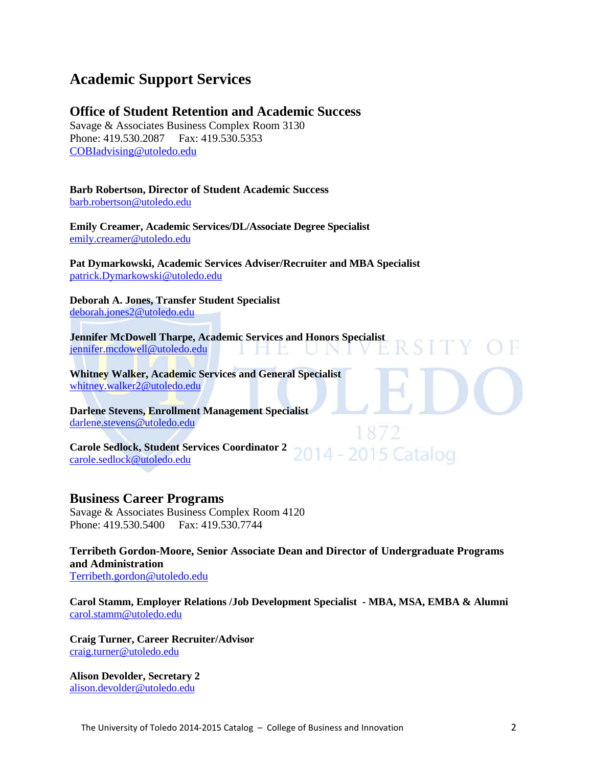# Academic Support Services

## Office of Student Retention and Academic Success

Savage & Associates Business Complex Room 3130
Phone: 419.530.2087 Fax: 419.530.5353
COBIadvising@utoledo.edu

**Barb Robertson, Director of Student Academic Success**
barb.robertson@utoledo.edu

**Emily Creamer, Academic Services/DL/Associate Degree Specialist**
emily.creamer@utoledo.edu

**Pat Dymarkowski, Academic Services Adviser/Recruiter and MBA Specialist**
patrick.Dymarkowski@utoledo.edu

**Deborah A. Jones, Transfer Student Specialist**
deborah.jones2@utoledo.edu

**Jennifer McDowell Tharpe, Academic Services and Honors Specialist**
jennifer.mcdowell@utoledo.edu

**Whitney Walker, Academic Services and General Specialist**
whitney.walker2@utoledo.edu

**Darlene Stevens, Enrollment Management Specialist**
darlene.stevens@utoledo.edu

**Carole Sedlock, Student Services Coordinator 2**
carole.sedlock@utoledo.edu

## Business Career Programs

Savage & Associates Business Complex Room 4120
Phone: 419.530.5400 Fax: 419.530.7744

**Terribeth Gordon-Moore, Senior Associate Dean and Director of Undergraduate Programs and Administration**
Terribeth.gordon@utoledo.edu

**Carol Stamm, Employer Relations /Job Development Specialist - MBA, MSA, EMBA & Alumni**
carol.stamm@utoledo.edu

**Craig Turner, Career Recruiter/Advisor**
craig.turner@utoledo.edu

**Alison Devolder, Secretary 2**
alison.devolder@utoledo.edu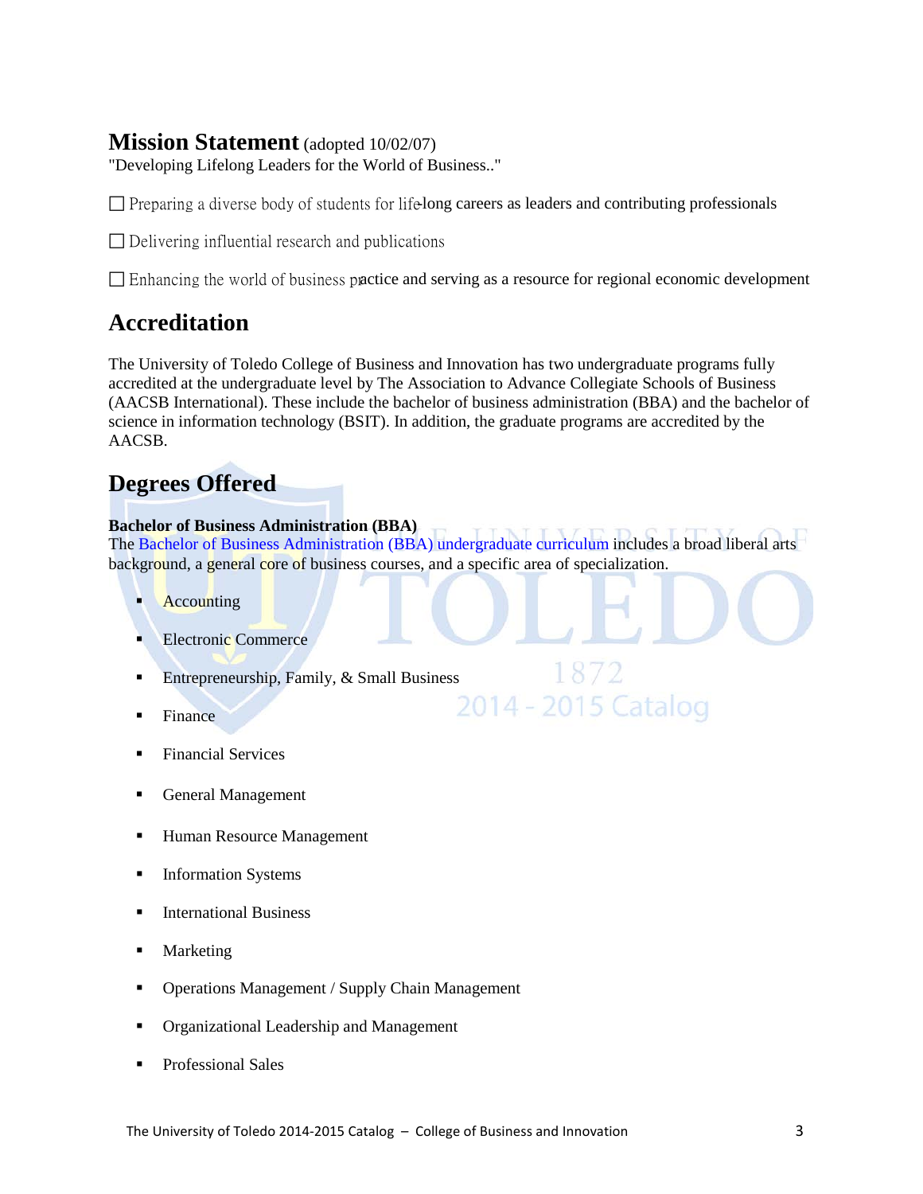## Mission Statement (adopted 10/02/07)

"Developing Lifelong Leaders for the World of Business.."

- Preparing a diverse body of students for life-long careers as leaders and contributing professionals
- Delivering influential research and publications
- Enhancing the world of business practice and serving as a resource for regional economic development

## Accreditation

The University of Toledo College of Business and Innovation has two undergraduate programs fully accredited at the undergraduate level by The Association to Advance Collegiate Schools of Business (AACSB International). These include the bachelor of business administration (BBA) and the bachelor of science in information technology (BSIT). In addition, the graduate programs are accredited by the AACSB.

## Degrees Offered

**Bachelor of Business Administration (BBA)**

The Bachelor of Business Administration (BBA) undergraduate curriculum includes a broad liberal arts background, a general core of business courses, and a specific area of specialization.

- Accounting
- Electronic Commerce
- Entrepreneurship, Family, & Small Business
- Finance
- Financial Services
- General Management
- Human Resource Management
- Information Systems
- International Business
- Marketing
- Operations Management / Supply Chain Management
- Organizational Leadership and Management
- Professional Sales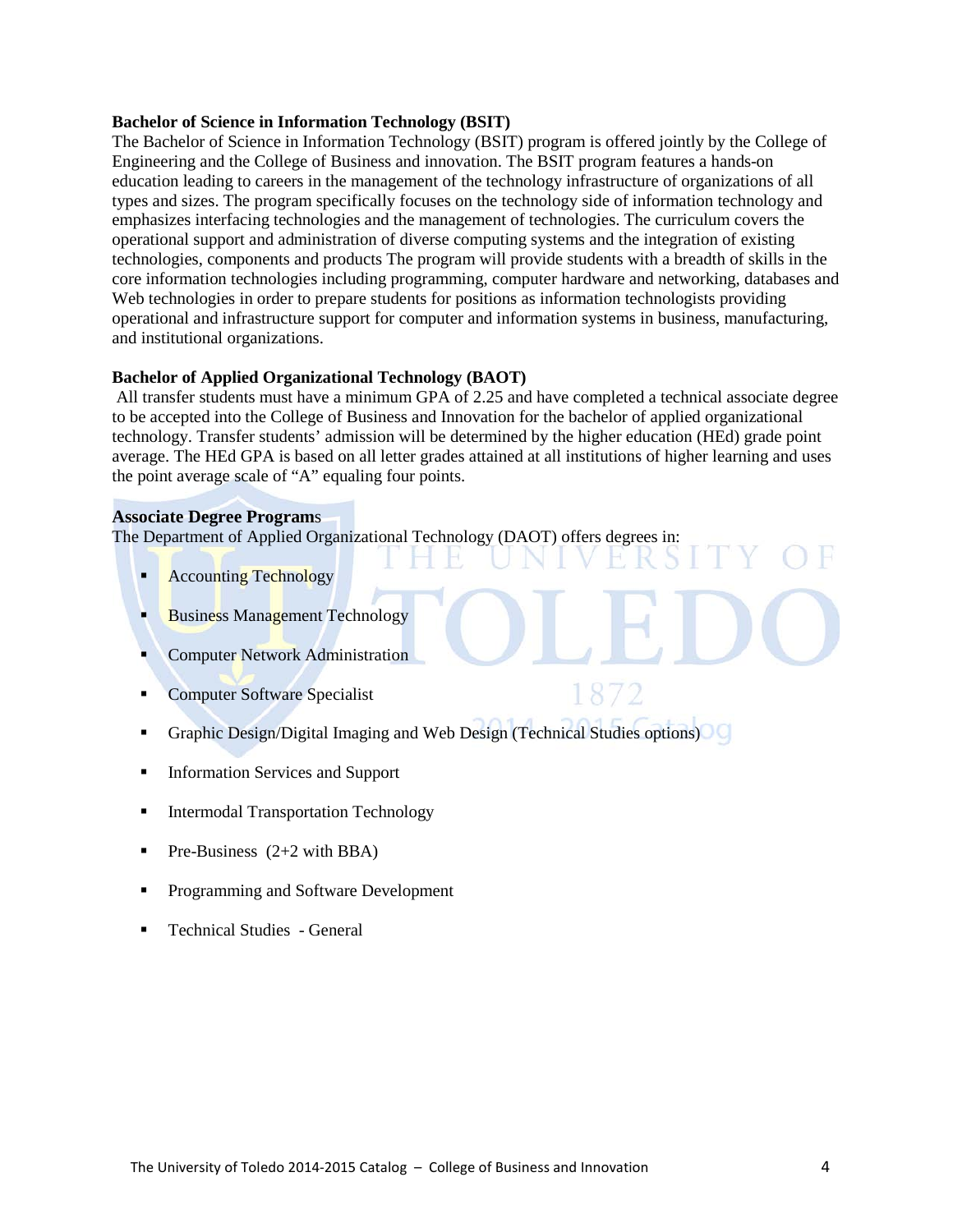**Bachelor of Science in Information Technology (BSIT)**

The Bachelor of Science in Information Technology (BSIT) program is offered jointly by the College of Engineering and the College of Business and innovation. The BSIT program features a hands-on education leading to careers in the management of the technology infrastructure of organizations of all types and sizes. The program specifically focuses on the technology side of information technology and emphasizes interfacing technologies and the management of technologies. The curriculum covers the operational support and administration of diverse computing systems and the integration of existing technologies, components and products The program will provide students with a breadth of skills in the core information technologies including programming, computer hardware and networking, databases and Web technologies in order to prepare students for positions as information technologists providing operational and infrastructure support for computer and information systems in business, manufacturing, and institutional organizations.

**Bachelor of Applied Organizational Technology (BAOT)**

All transfer students must have a minimum GPA of 2.25 and have completed a technical associate degree to be accepted into the College of Business and Innovation for the bachelor of applied organizational technology. Transfer students' admission will be determined by the higher education (HEd) grade point average. The HEd GPA is based on all letter grades attained at all institutions of higher learning and uses the point average scale of "A" equaling four points.

**Associate Degree Programs**

The Department of Applied Organizational Technology (DAOT) offers degrees in:

- Accounting Technology
- Business Management Technology
- Computer Network Administration
- Computer Software Specialist
- Graphic Design/Digital Imaging and Web Design (Technical Studies options)
- Information Services and Support
- Intermodal Transportation Technology
- Pre-Business (2+2 with BBA)
- Programming and Software Development
- Technical Studies - General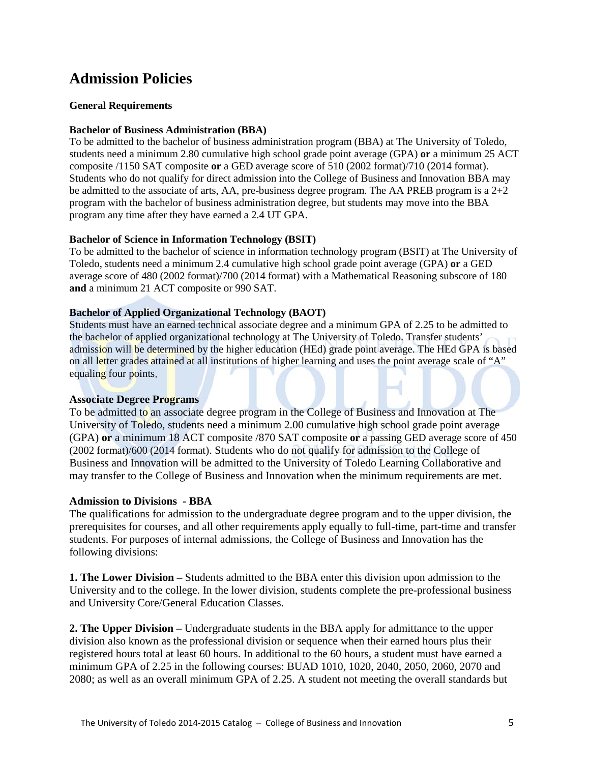# Admission Policies

**General Requirements**

**Bachelor of Business Administration (BBA)**

To be admitted to the bachelor of business administration program (BBA) at The University of Toledo, students need a minimum 2.80 cumulative high school grade point average (GPA) **or** a minimum 25 ACT composite /1150 SAT composite **or** a GED average score of 510 (2002 format)/710 (2014 format). Students who do not qualify for direct admission into the College of Business and Innovation BBA may be admitted to the associate of arts, AA, pre-business degree program. The AA PREB program is a 2+2 program with the bachelor of business administration degree, but students may move into the BBA program any time after they have earned a 2.4 UT GPA.

**Bachelor of Science in Information Technology (BSIT)**

To be admitted to the bachelor of science in information technology program (BSIT) at The University of Toledo, students need a minimum 2.4 cumulative high school grade point average (GPA) **or** a GED average score of 480 (2002 format)/700 (2014 format) with a Mathematical Reasoning subscore of 180 **and** a minimum 21 ACT composite or 990 SAT.

**Bachelor of Applied Organizational Technology (BAOT)**

Students must have an earned technical associate degree and a minimum GPA of 2.25 to be admitted to the bachelor of applied organizational technology at The University of Toledo. Transfer students' admission will be determined by the higher education (HEd) grade point average. The HEd GPA is based on all letter grades attained at all institutions of higher learning and uses the point average scale of "A" equaling four points.

**Associate Degree Programs**

To be admitted to an associate degree program in the College of Business and Innovation at The University of Toledo, students need a minimum 2.00 cumulative high school grade point average (GPA) **or** a minimum 18 ACT composite /870 SAT composite **or** a passing GED average score of 450 (2002 format)/600 (2014 format). Students who do not qualify for admission to the College of Business and Innovation will be admitted to the University of Toledo Learning Collaborative and may transfer to the College of Business and Innovation when the minimum requirements are met.

**Admission to Divisions - BBA**

The qualifications for admission to the undergraduate degree program and to the upper division, the prerequisites for courses, and all other requirements apply equally to full-time, part-time and transfer students. For purposes of internal admissions, the College of Business and Innovation has the following divisions:

**1. The Lower Division –** Students admitted to the BBA enter this division upon admission to the University and to the college. In the lower division, students complete the pre-professional business and University Core/General Education Classes.

**2. The Upper Division –** Undergraduate students in the BBA apply for admittance to the upper division also known as the professional division or sequence when their earned hours plus their registered hours total at least 60 hours. In additional to the 60 hours, a student must have earned a minimum GPA of 2.25 in the following courses: BUAD 1010, 1020, 2040, 2050, 2060, 2070 and 2080; as well as an overall minimum GPA of 2.25. A student not meeting the overall standards but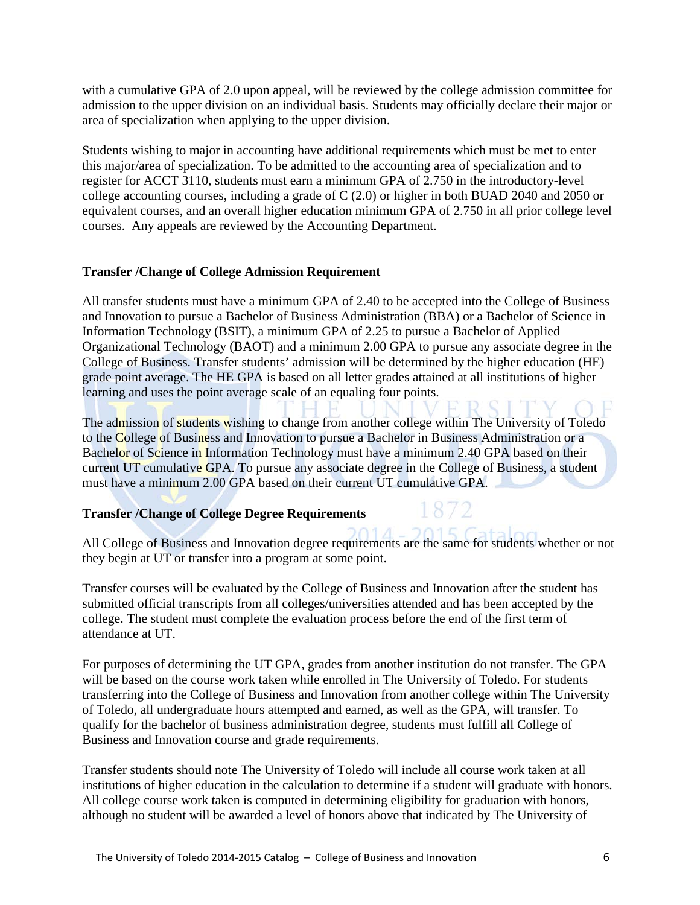with a cumulative GPA of 2.0 upon appeal, will be reviewed by the college admission committee for admission to the upper division on an individual basis. Students may officially declare their major or area of specialization when applying to the upper division.

Students wishing to major in accounting have additional requirements which must be met to enter this major/area of specialization. To be admitted to the accounting area of specialization and to register for ACCT 3110, students must earn a minimum GPA of 2.750 in the introductory-level college accounting courses, including a grade of C (2.0) or higher in both BUAD 2040 and 2050 or equivalent courses, and an overall higher education minimum GPA of 2.750 in all prior college level courses. Any appeals are reviewed by the Accounting Department.

**Transfer /Change of College Admission Requirement**

All transfer students must have a minimum GPA of 2.40 to be accepted into the College of Business and Innovation to pursue a Bachelor of Business Administration (BBA) or a Bachelor of Science in Information Technology (BSIT), a minimum GPA of 2.25 to pursue a Bachelor of Applied Organizational Technology (BAOT) and a minimum 2.00 GPA to pursue any associate degree in the College of Business. Transfer students' admission will be determined by the higher education (HE) grade point average. The HE GPA is based on all letter grades attained at all institutions of higher learning and uses the point average scale of an equaling four points.

The admission of students wishing to change from another college within The University of Toledo to the College of Business and Innovation to pursue a Bachelor in Business Administration or a Bachelor of Science in Information Technology must have a minimum 2.40 GPA based on their current UT cumulative GPA. To pursue any associate degree in the College of Business, a student must have a minimum 2.00 GPA based on their current UT cumulative GPA.

**Transfer /Change of College Degree Requirements**

All College of Business and Innovation degree requirements are the same for students whether or not they begin at UT or transfer into a program at some point.

Transfer courses will be evaluated by the College of Business and Innovation after the student has submitted official transcripts from all colleges/universities attended and has been accepted by the college. The student must complete the evaluation process before the end of the first term of attendance at UT.

For purposes of determining the UT GPA, grades from another institution do not transfer. The GPA will be based on the course work taken while enrolled in The University of Toledo. For students transferring into the College of Business and Innovation from another college within The University of Toledo, all undergraduate hours attempted and earned, as well as the GPA, will transfer. To qualify for the bachelor of business administration degree, students must fulfill all College of Business and Innovation course and grade requirements.

Transfer students should note The University of Toledo will include all course work taken at all institutions of higher education in the calculation to determine if a student will graduate with honors. All college course work taken is computed in determining eligibility for graduation with honors, although no student will be awarded a level of honors above that indicated by The University of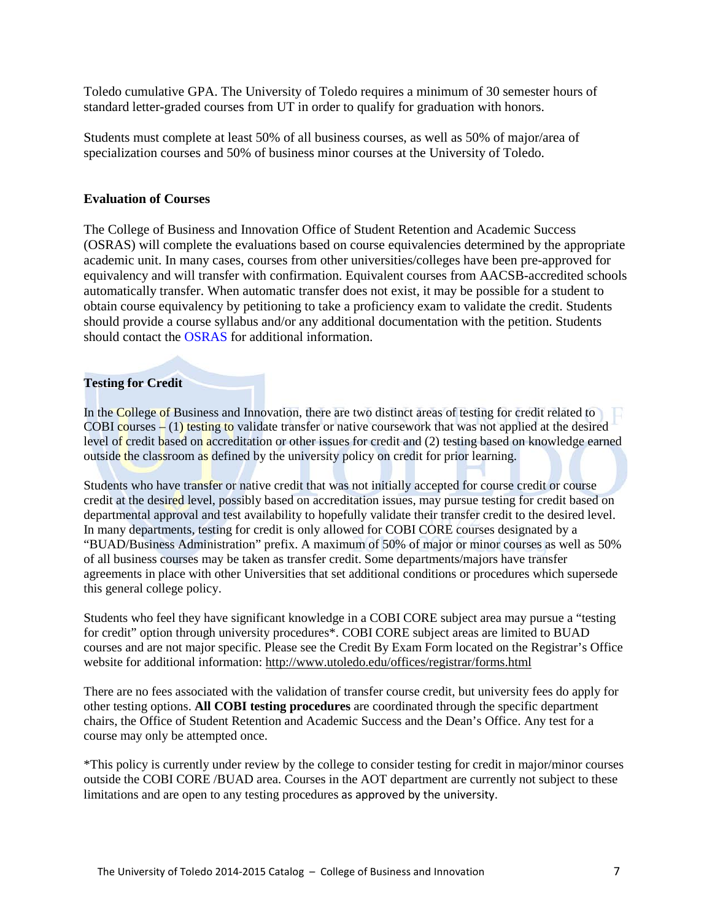Toledo cumulative GPA. The University of Toledo requires a minimum of 30 semester hours of standard letter-graded courses from UT in order to qualify for graduation with honors.

Students must complete at least 50% of all business courses, as well as 50% of major/area of specialization courses and 50% of business minor courses at the University of Toledo.

**Evaluation of Courses**

The College of Business and Innovation Office of Student Retention and Academic Success (OSRAS) will complete the evaluations based on course equivalencies determined by the appropriate academic unit. In many cases, courses from other universities/colleges have been pre-approved for equivalency and will transfer with confirmation. Equivalent courses from AACSB-accredited schools automatically transfer. When automatic transfer does not exist, it may be possible for a student to obtain course equivalency by petitioning to take a proficiency exam to validate the credit. Students should provide a course syllabus and/or any additional documentation with the petition. Students should contact the OSRAS for additional information.

**Testing for Credit**

In the College of Business and Innovation, there are two distinct areas of testing for credit related to COBI courses – (1) testing to validate transfer or native coursework that was not applied at the desired level of credit based on accreditation or other issues for credit and (2) testing based on knowledge earned outside the classroom as defined by the university policy on credit for prior learning.

Students who have transfer or native credit that was not initially accepted for course credit or course credit at the desired level, possibly based on accreditation issues, may pursue testing for credit based on departmental approval and test availability to hopefully validate their transfer credit to the desired level. In many departments, testing for credit is only allowed for COBI CORE courses designated by a "BUAD/Business Administration" prefix. A maximum of 50% of major or minor courses as well as 50% of all business courses may be taken as transfer credit. Some departments/majors have transfer agreements in place with other Universities that set additional conditions or procedures which supersede this general college policy.

Students who feel they have significant knowledge in a COBI CORE subject area may pursue a "testing for credit" option through university procedures*. COBI CORE subject areas are limited to BUAD courses and are not major specific. Please see the Credit By Exam Form located on the Registrar's Office website for additional information: http://www.utoledo.edu/offices/registrar/forms.html

There are no fees associated with the validation of transfer course credit, but university fees do apply for other testing options. **All COBI testing procedures** are coordinated through the specific department chairs, the Office of Student Retention and Academic Success and the Dean's Office. Any test for a course may only be attempted once.

*This policy is currently under review by the college to consider testing for credit in major/minor courses outside the COBI CORE /BUAD area. Courses in the AOT department are currently not subject to these limitations and are open to any testing procedures as approved by the university.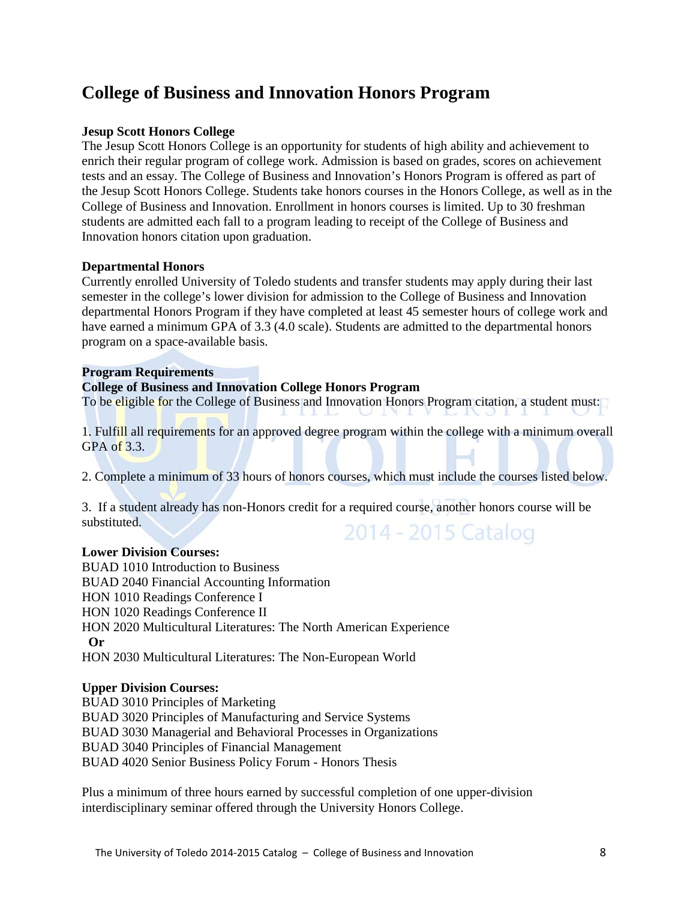# College of Business and Innovation Honors Program

**Jesup Scott Honors College**

The Jesup Scott Honors College is an opportunity for students of high ability and achievement to enrich their regular program of college work. Admission is based on grades, scores on achievement tests and an essay. The College of Business and Innovation's Honors Program is offered as part of the Jesup Scott Honors College. Students take honors courses in the Honors College, as well as in the College of Business and Innovation. Enrollment in honors courses is limited. Up to 30 freshman students are admitted each fall to a program leading to receipt of the College of Business and Innovation honors citation upon graduation.

**Departmental Honors**

Currently enrolled University of Toledo students and transfer students may apply during their last semester in the college's lower division for admission to the College of Business and Innovation departmental Honors Program if they have completed at least 45 semester hours of college work and have earned a minimum GPA of 3.3 (4.0 scale). Students are admitted to the departmental honors program on a space-available basis.

**Program Requirements**

**College of Business and Innovation College Honors Program**

To be eligible for the College of Business and Innovation Honors Program citation, a student must:

1. Fulfill all requirements for an approved degree program within the college with a minimum overall GPA of 3.3.

2. Complete a minimum of 33 hours of honors courses, which must include the courses listed below.

3. If a student already has non-Honors credit for a required course, another honors course will be substituted.

**Lower Division Courses:**

BUAD 1010 Introduction to Business
BUAD 2040 Financial Accounting Information
HON 1010 Readings Conference I
HON 1020 Readings Conference II
HON 2020 Multicultural Literatures: The North American Experience
**Or**
HON 2030 Multicultural Literatures: The Non-European World

**Upper Division Courses:**

BUAD 3010 Principles of Marketing
BUAD 3020 Principles of Manufacturing and Service Systems
BUAD 3030 Managerial and Behavioral Processes in Organizations
BUAD 3040 Principles of Financial Management
BUAD 4020 Senior Business Policy Forum - Honors Thesis

Plus a minimum of three hours earned by successful completion of one upper-division interdisciplinary seminar offered through the University Honors College.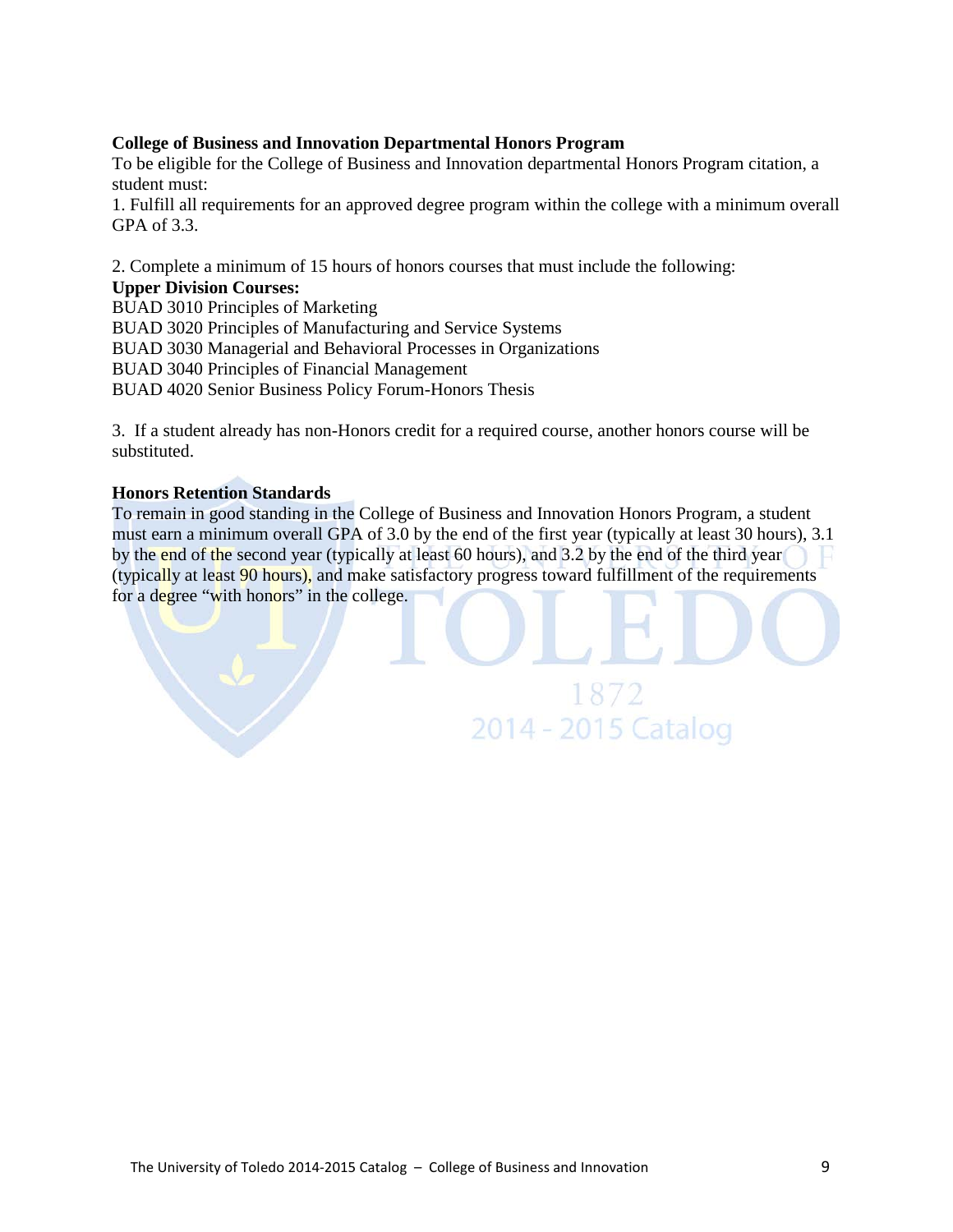**College of Business and Innovation Departmental Honors Program**

To be eligible for the College of Business and Innovation departmental Honors Program citation, a student must:

1. Fulfill all requirements for an approved degree program within the college with a minimum overall GPA of 3.3.

2. Complete a minimum of 15 hours of honors courses that must include the following:

**Upper Division Courses:**

BUAD 3010 Principles of Marketing
BUAD 3020 Principles of Manufacturing and Service Systems
BUAD 3030 Managerial and Behavioral Processes in Organizations
BUAD 3040 Principles of Financial Management
BUAD 4020 Senior Business Policy Forum-Honors Thesis

3. If a student already has non-Honors credit for a required course, another honors course will be substituted.

**Honors Retention Standards**

To remain in good standing in the College of Business and Innovation Honors Program, a student must earn a minimum overall GPA of 3.0 by the end of the first year (typically at least 30 hours), 3.1 by the end of the second year (typically at least 60 hours), and 3.2 by the end of the third year (typically at least 90 hours), and make satisfactory progress toward fulfillment of the requirements for a degree "with honors" in the college.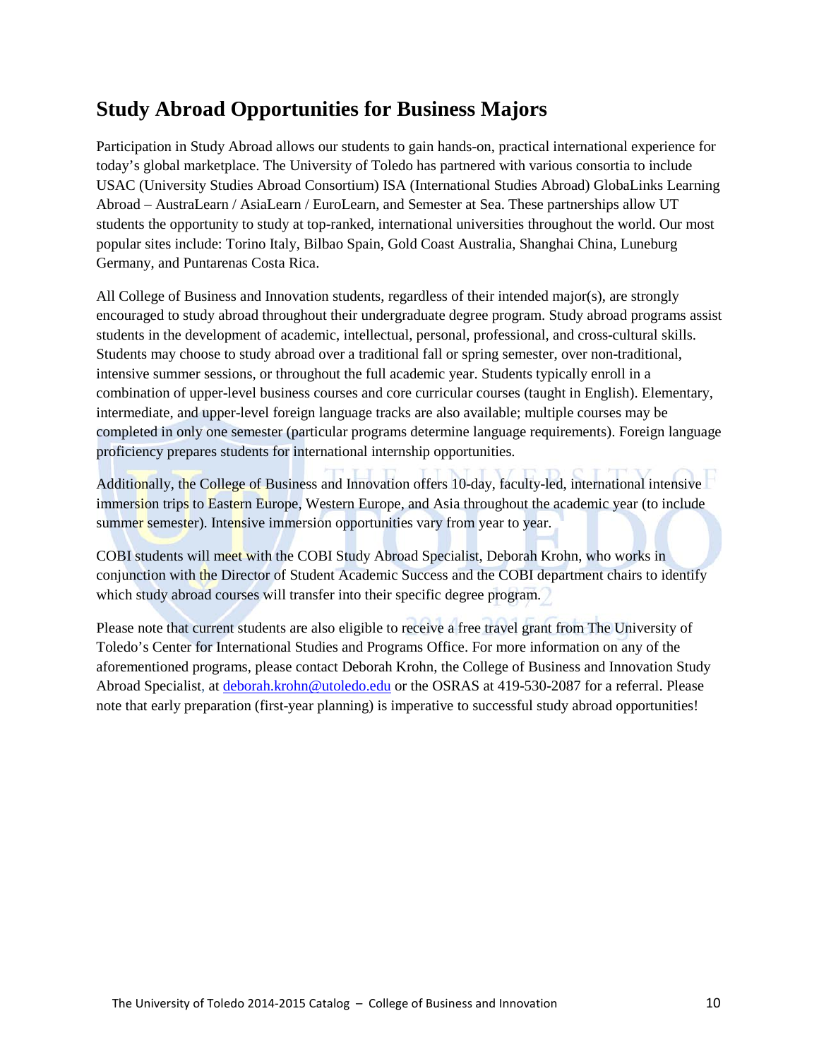## Study Abroad Opportunities for Business Majors

Participation in Study Abroad allows our students to gain hands-on, practical international experience for today's global marketplace. The University of Toledo has partnered with various consortia to include USAC (University Studies Abroad Consortium) ISA (International Studies Abroad) GlobaLinks Learning Abroad – AustraLearn / AsiaLearn / EuroLearn, and Semester at Sea. These partnerships allow UT students the opportunity to study at top-ranked, international universities throughout the world. Our most popular sites include: Torino Italy, Bilbao Spain, Gold Coast Australia, Shanghai China, Luneburg Germany, and Puntarenas Costa Rica.

All College of Business and Innovation students, regardless of their intended major(s), are strongly encouraged to study abroad throughout their undergraduate degree program. Study abroad programs assist students in the development of academic, intellectual, personal, professional, and cross-cultural skills. Students may choose to study abroad over a traditional fall or spring semester, over non-traditional, intensive summer sessions, or throughout the full academic year. Students typically enroll in a combination of upper-level business courses and core curricular courses (taught in English). Elementary, intermediate, and upper-level foreign language tracks are also available; multiple courses may be completed in only one semester (particular programs determine language requirements). Foreign language proficiency prepares students for international internship opportunities.

Additionally, the College of Business and Innovation offers 10-day, faculty-led, international intensive immersion trips to Eastern Europe, Western Europe, and Asia throughout the academic year (to include summer semester). Intensive immersion opportunities vary from year to year.

COBI students will meet with the COBI Study Abroad Specialist, Deborah Krohn, who works in conjunction with the Director of Student Academic Success and the COBI department chairs to identify which study abroad courses will transfer into their specific degree program.

Please note that current students are also eligible to receive a free travel grant from The University of Toledo's Center for International Studies and Programs Office. For more information on any of the aforementioned programs, please contact Deborah Krohn, the College of Business and Innovation Study Abroad Specialist, at deborah.krohn@utoledo.edu or the OSRAS at 419-530-2087 for a referral. Please note that early preparation (first-year planning) is imperative to successful study abroad opportunities!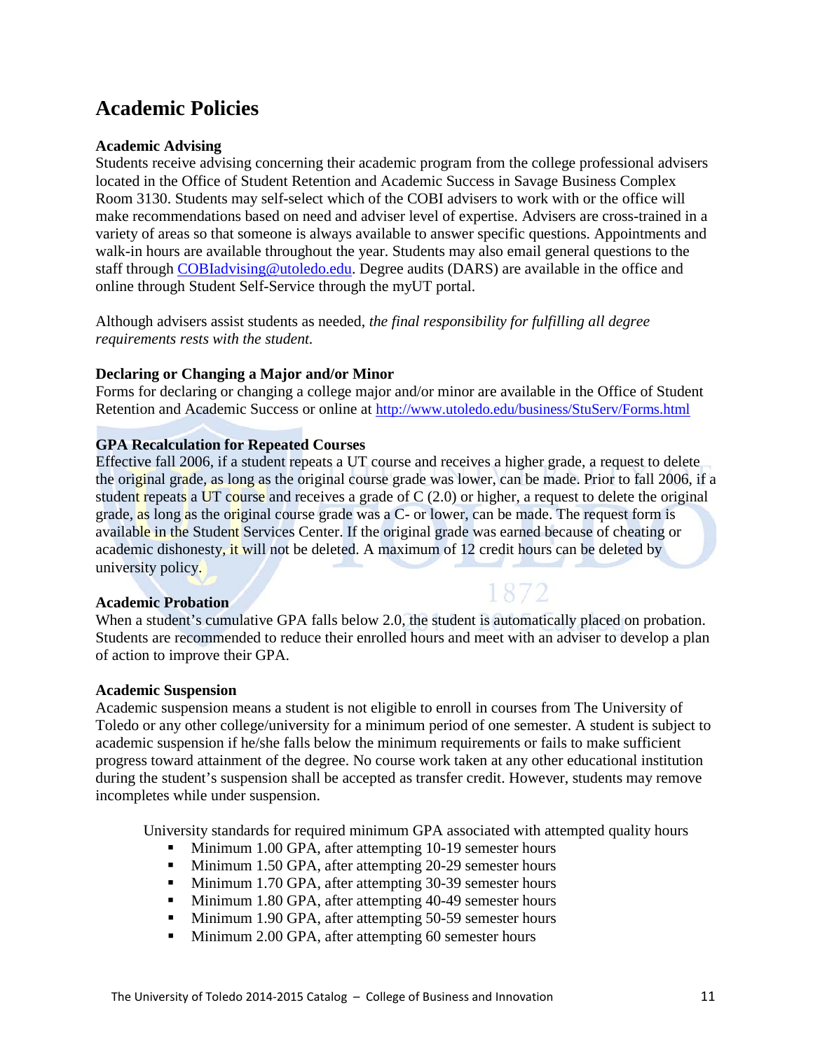# Academic Policies

**Academic Advising**

Students receive advising concerning their academic program from the college professional advisers located in the Office of Student Retention and Academic Success in Savage Business Complex Room 3130. Students may self-select which of the COBI advisers to work with or the office will make recommendations based on need and adviser level of expertise. Advisers are cross-trained in a variety of areas so that someone is always available to answer specific questions. Appointments and walk-in hours are available throughout the year. Students may also email general questions to the staff through [COBIadvising@utoledo.edu](mailto:COBIadvising@utoledo.edu). Degree audits (DARS) are available in the office and online through Student Self-Service through the myUT portal.

Although advisers assist students as needed, *the final responsibility for fulfilling all degree requirements rests with the student.*

**Declaring or Changing a Major and/or Minor**

Forms for declaring or changing a college major and/or minor are available in the Office of Student Retention and Academic Success or online at [http://www.utoledo.edu/business/StuServ/Forms.html](http://www.utoledo.edu/business/StuServ/Forms.html)

**GPA Recalculation for Repeated Courses**

Effective fall 2006, if a student repeats a UT course and receives a higher grade, a request to delete the original grade, as long as the original course grade was lower, can be made. Prior to fall 2006, if a student repeats a UT course and receives a grade of C (2.0) or higher, a request to delete the original grade, as long as the original course grade was a C- or lower, can be made. The request form is available in the Student Services Center. If the original grade was earned because of cheating or academic dishonesty, it will not be deleted. A maximum of 12 credit hours can be deleted by university policy.

**Academic Probation**

When a student's cumulative GPA falls below 2.0, the student is automatically placed on probation. Students are recommended to reduce their enrolled hours and meet with an adviser to develop a plan of action to improve their GPA.

**Academic Suspension**

Academic suspension means a student is not eligible to enroll in courses from The University of Toledo or any other college/university for a minimum period of one semester. A student is subject to academic suspension if he/she falls below the minimum requirements or fails to make sufficient progress toward attainment of the degree. No course work taken at any other educational institution during the student's suspension shall be accepted as transfer credit. However, students may remove incompletes while under suspension.

University standards for required minimum GPA associated with attempted quality hours

- Minimum 1.00 GPA, after attempting 10-19 semester hours
- Minimum 1.50 GPA, after attempting 20-29 semester hours
- Minimum 1.70 GPA, after attempting 30-39 semester hours
- Minimum 1.80 GPA, after attempting 40-49 semester hours
- Minimum 1.90 GPA, after attempting 50-59 semester hours
- Minimum 2.00 GPA, after attempting 60 semester hours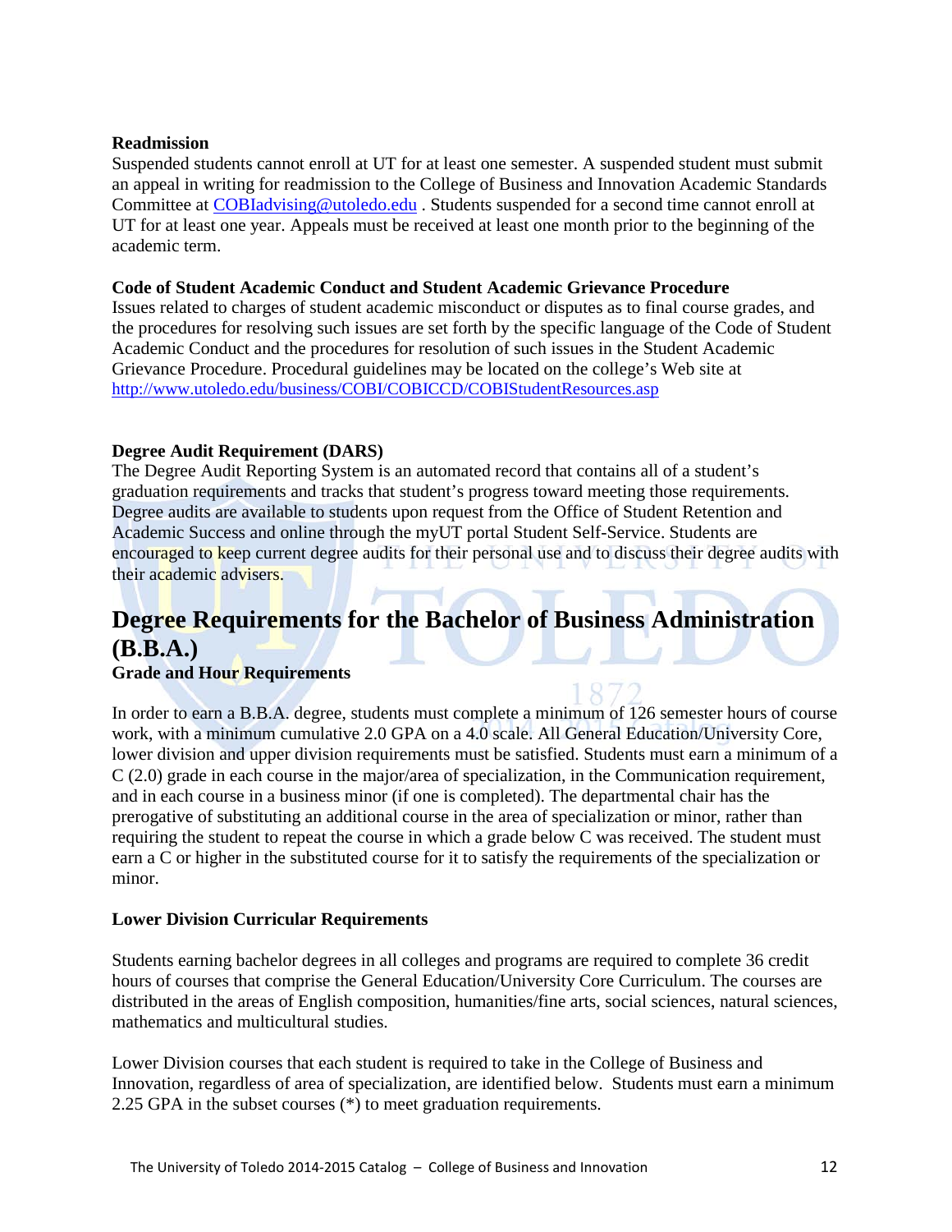### Readmission

Suspended students cannot enroll at UT for at least one semester. A suspended student must submit an appeal in writing for readmission to the College of Business and Innovation Academic Standards Committee at COBIadvising@utoledo.edu . Students suspended for a second time cannot enroll at UT for at least one year. Appeals must be received at least one month prior to the beginning of the academic term.

### Code of Student Academic Conduct and Student Academic Grievance Procedure

Issues related to charges of student academic misconduct or disputes as to final course grades, and the procedures for resolving such issues are set forth by the specific language of the Code of Student Academic Conduct and the procedures for resolution of such issues in the Student Academic Grievance Procedure. Procedural guidelines may be located on the college's Web site at http://www.utoledo.edu/business/COBI/COBICCD/COBIStudentResources.asp

### Degree Audit Requirement (DARS)

The Degree Audit Reporting System is an automated record that contains all of a student's graduation requirements and tracks that student's progress toward meeting those requirements. Degree audits are available to students upon request from the Office of Student Retention and Academic Success and online through the myUT portal Student Self-Service. Students are encouraged to keep current degree audits for their personal use and to discuss their degree audits with their academic advisers.

## Degree Requirements for the Bachelor of Business Administration (B.B.A.)

### Grade and Hour Requirements

In order to earn a B.B.A. degree, students must complete a minimum of 126 semester hours of course work, with a minimum cumulative 2.0 GPA on a 4.0 scale. All General Education/University Core, lower division and upper division requirements must be satisfied. Students must earn a minimum of a C (2.0) grade in each course in the major/area of specialization, in the Communication requirement, and in each course in a business minor (if one is completed). The departmental chair has the prerogative of substituting an additional course in the area of specialization or minor, rather than requiring the student to repeat the course in which a grade below C was received. The student must earn a C or higher in the substituted course for it to satisfy the requirements of the specialization or minor.

### Lower Division Curricular Requirements

Students earning bachelor degrees in all colleges and programs are required to complete 36 credit hours of courses that comprise the General Education/University Core Curriculum. The courses are distributed in the areas of English composition, humanities/fine arts, social sciences, natural sciences, mathematics and multicultural studies.

Lower Division courses that each student is required to take in the College of Business and Innovation, regardless of area of specialization, are identified below. Students must earn a minimum 2.25 GPA in the subset courses (*) to meet graduation requirements.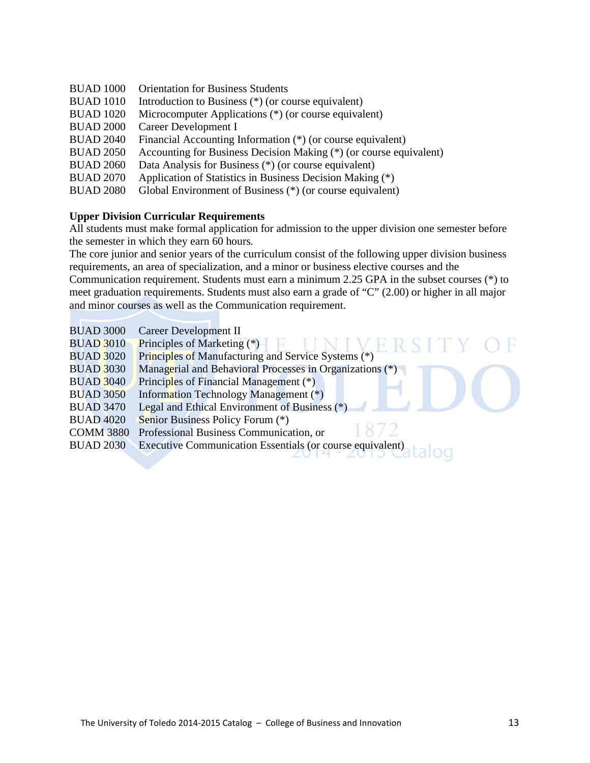BUAD 1000 Orientation for Business Students
BUAD 1010 Introduction to Business (*) (or course equivalent)
BUAD 1020 Microcomputer Applications (*) (or course equivalent)
BUAD 2000 Career Development I
BUAD 2040 Financial Accounting Information (*) (or course equivalent)
BUAD 2050 Accounting for Business Decision Making (*) (or course equivalent)
BUAD 2060 Data Analysis for Business (*) (or course equivalent)
BUAD 2070 Application of Statistics in Business Decision Making (*)
BUAD 2080 Global Environment of Business (*) (or course equivalent)

**Upper Division Curricular Requirements**

All students must make formal application for admission to the upper division one semester before the semester in which they earn 60 hours.

The core junior and senior years of the curriculum consist of the following upper division business requirements, an area of specialization, and a minor or business elective courses and the Communication requirement. Students must earn a minimum 2.25 GPA in the subset courses (*) to meet graduation requirements. Students must also earn a grade of "C" (2.00) or higher in all major and minor courses as well as the Communication requirement.

BUAD 3000 Career Development II
BUAD 3010 Principles of Marketing (*)
BUAD 3020 Principles of Manufacturing and Service Systems (*)
BUAD 3030 Managerial and Behavioral Processes in Organizations (*)
BUAD 3040 Principles of Financial Management (*)
BUAD 3050 Information Technology Management (*)
BUAD 3470 Legal and Ethical Environment of Business (*)
BUAD 4020 Senior Business Policy Forum (*)
COMM 3880 Professional Business Communication, or
BUAD 2030 Executive Communication Essentials (or course equivalent)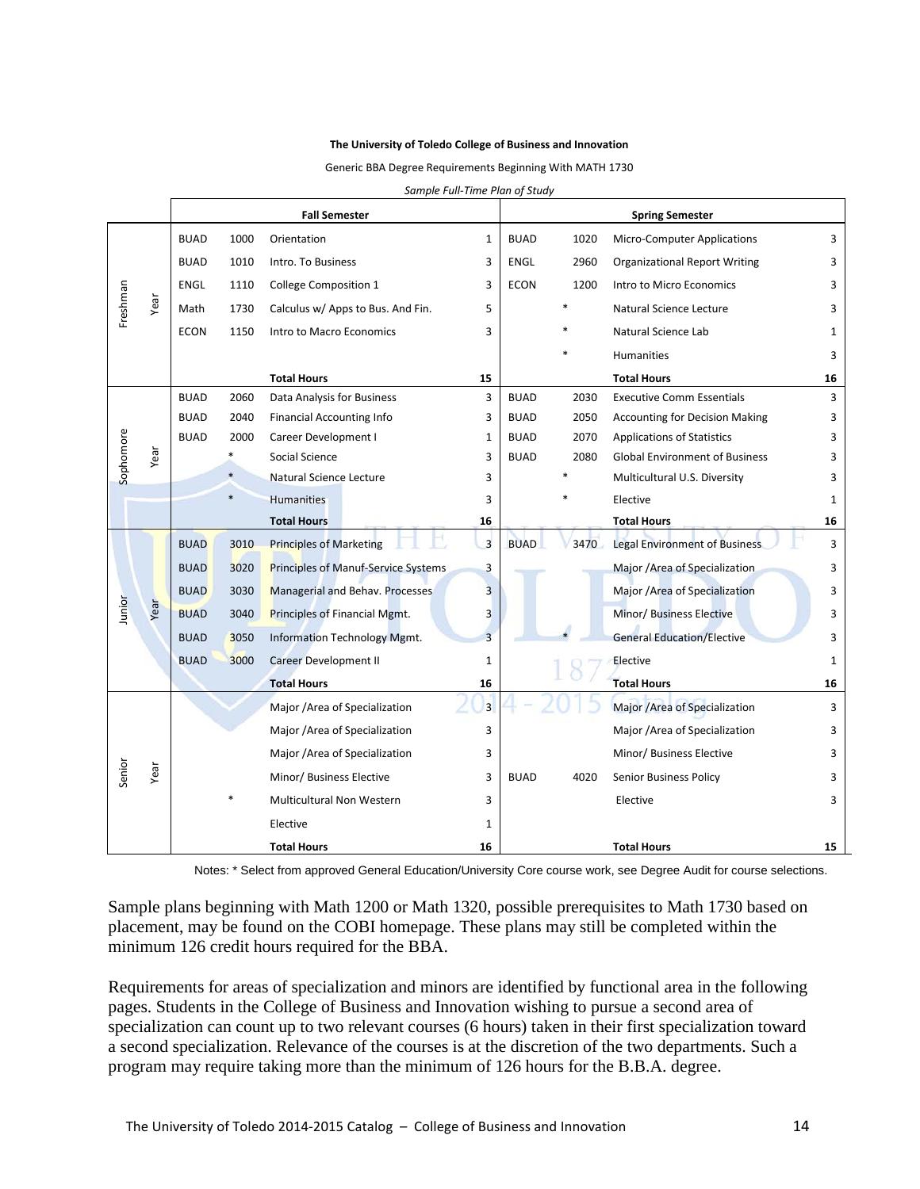**The University of Toledo College of Business and Innovation**

Generic BBA Degree Requirements Beginning With MATH 1730

*Sample Full-Time Plan of Study*

| Year | Fall Semester | | | | Spring Semester | | | |
|---|---|---|---|---|---|---|---|---|
| Freshman Year | BUAD | 1000 | Orientation | 1 | BUAD | 1020 | Micro-Computer Applications | 3 |
| | BUAD | 1010 | Intro. To Business | 3 | ENGL | 2960 | Organizational Report Writing | 3 |
| | ENGL | 1110 | College Composition 1 | 3 | ECON | 1200 | Intro to Micro Economics | 3 |
| | Math | 1730 | Calculus w/ Apps to Bus. And Fin. | 5 | | * | Natural Science Lecture | 3 |
| | ECON | 1150 | Intro to Macro Economics | 3 | | * | Natural Science Lab | 1 |
| | | | | | | * | Humanities | 3 |
| | | | **Total Hours** | **15** | | | **Total Hours** | **16** |
| Sophomore Year | BUAD | 2060 | Data Analysis for Business | 3 | BUAD | 2030 | Executive Comm Essentials | 3 |
| | BUAD | 2040 | Financial Accounting Info | 3 | BUAD | 2050 | Accounting for Decision Making | 3 |
| | BUAD | 2000 | Career Development I | 1 | BUAD | 2070 | Applications of Statistics | 3 |
| | | * | Social Science | 3 | BUAD | 2080 | Global Environment of Business | 3 |
| | | * | Natural Science Lecture | 3 | | * | Multicultural U.S. Diversity | 3 |
| | | * | Humanities | 3 | | * | Elective | 1 |
| | | | **Total Hours** | **16** | | | **Total Hours** | **16** |
| Junior Year | BUAD | 3010 | Principles of Marketing | 3 | BUAD | 3470 | Legal Environment of Business | 3 |
| | BUAD | 3020 | Principles of Manuf-Service Systems | 3 | | | Major /Area of Specialization | 3 |
| | BUAD | 3030 | Managerial and Behav. Processes | 3 | | | Major /Area of Specialization | 3 |
| | BUAD | 3040 | Principles of Financial Mgmt. | 3 | | | Minor/ Business Elective | 3 |
| | BUAD | 3050 | Information Technology Mgmt. | 3 | | * | General Education/Elective | 3 |
| | BUAD | 3000 | Career Development II | 1 | | | Elective | 1 |
| | | | **Total Hours** | **16** | | | **Total Hours** | **16** |
| Senior Year | | | Major /Area of Specialization | 3 | | | Major /Area of Specialization | 3 |
| | | | Major /Area of Specialization | 3 | | | Major /Area of Specialization | 3 |
| | | | Major /Area of Specialization | 3 | | | Minor/ Business Elective | 3 |
| | | | Minor/ Business Elective | 3 | BUAD | 4020 | Senior Business Policy | 3 |
| | | * | Multicultural Non Western | 3 | | | Elective | 3 |
| | | | Elective | 1 | | | | |
| | | | **Total Hours** | **16** | | | **Total Hours** | **15** |

Notes: * Select from approved General Education/University Core course work, see Degree Audit for course selections.

Sample plans beginning with Math 1200 or Math 1320, possible prerequisites to Math 1730 based on placement, may be found on the COBI homepage. These plans may still be completed within the minimum 126 credit hours required for the BBA.

Requirements for areas of specialization and minors are identified by functional area in the following pages. Students in the College of Business and Innovation wishing to pursue a second area of specialization can count up to two relevant courses (6 hours) taken in their first specialization toward a second specialization. Relevance of the courses is at the discretion of the two departments. Such a program may require taking more than the minimum of 126 hours for the B.B.A. degree.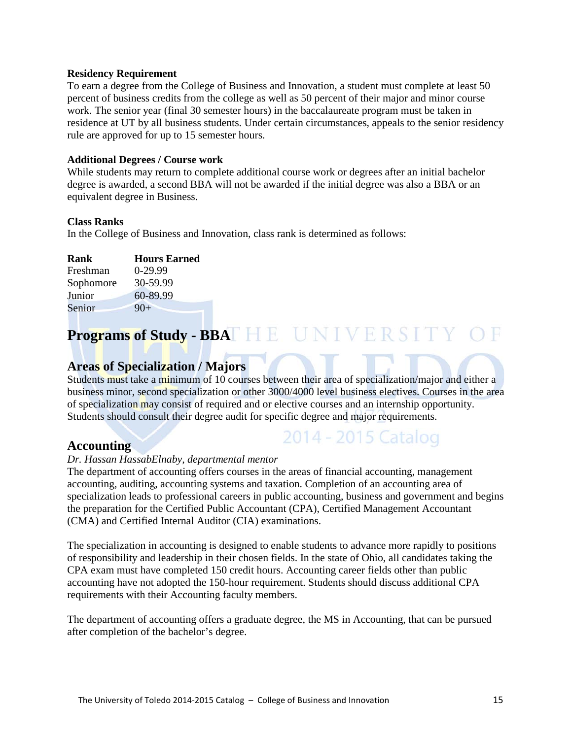**Residency Requirement**

To earn a degree from the College of Business and Innovation, a student must complete at least 50 percent of business credits from the college as well as 50 percent of their major and minor course work. The senior year (final 30 semester hours) in the baccalaureate program must be taken in residence at UT by all business students. Under certain circumstances, appeals to the senior residency rule are approved for up to 15 semester hours.

**Additional Degrees / Course work**

While students may return to complete additional course work or degrees after an initial bachelor degree is awarded, a second BBA will not be awarded if the initial degree was also a BBA or an equivalent degree in Business.

**Class Ranks**

In the College of Business and Innovation, class rank is determined as follows:

| Rank | Hours Earned |
|---|---|
| Freshman | 0-29.99 |
| Sophomore | 30-59.99 |
| Junior | 60-89.99 |
| Senior | 90+ |

# Programs of Study - BBA

## Areas of Specialization / Majors

Students must take a minimum of 10 courses between their area of specialization/major and either a business minor, second specialization or other 3000/4000 level business electives. Courses in the area of specialization may consist of required and or elective courses and an internship opportunity. Students should consult their degree audit for specific degree and major requirements.

## Accounting

*Dr. Hassan HassabElnaby, departmental mentor*

The department of accounting offers courses in the areas of financial accounting, management accounting, auditing, accounting systems and taxation. Completion of an accounting area of specialization leads to professional careers in public accounting, business and government and begins the preparation for the Certified Public Accountant (CPA), Certified Management Accountant (CMA) and Certified Internal Auditor (CIA) examinations.

The specialization in accounting is designed to enable students to advance more rapidly to positions of responsibility and leadership in their chosen fields. In the state of Ohio, all candidates taking the CPA exam must have completed 150 credit hours. Accounting career fields other than public accounting have not adopted the 150-hour requirement. Students should discuss additional CPA requirements with their Accounting faculty members.

The department of accounting offers a graduate degree, the MS in Accounting, that can be pursued after completion of the bachelor's degree.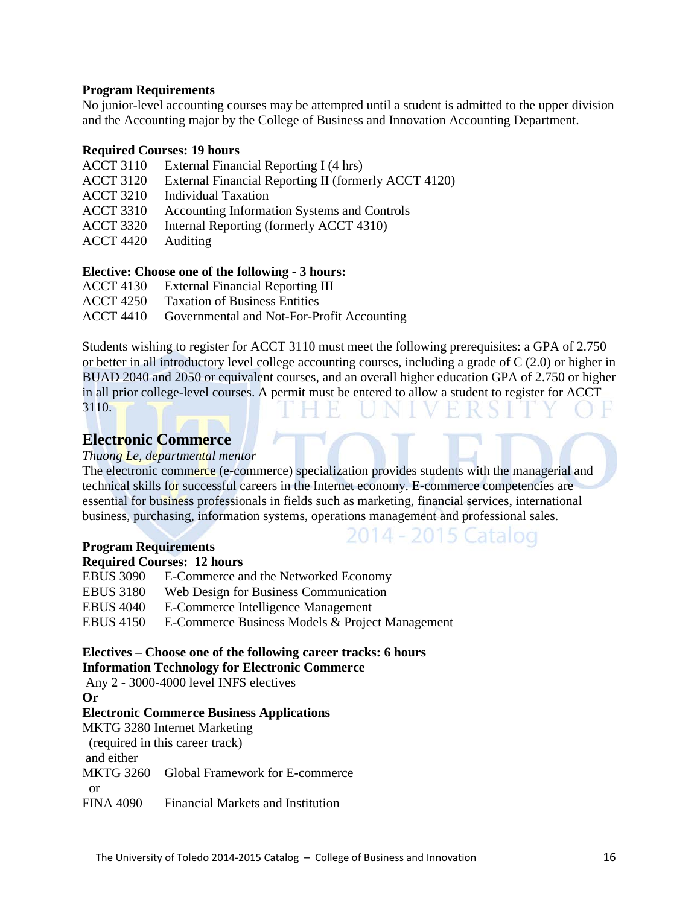**Program Requirements**

No junior-level accounting courses may be attempted until a student is admitted to the upper division and the Accounting major by the College of Business and Innovation Accounting Department.

**Required Courses: 19 hours**

ACCT 3110 External Financial Reporting I (4 hrs)
ACCT 3120 External Financial Reporting II (formerly ACCT 4120)
ACCT 3210 Individual Taxation
ACCT 3310 Accounting Information Systems and Controls
ACCT 3320 Internal Reporting (formerly ACCT 4310)
ACCT 4420 Auditing

**Elective: Choose one of the following - 3 hours:**

ACCT 4130 External Financial Reporting III
ACCT 4250 Taxation of Business Entities
ACCT 4410 Governmental and Not-For-Profit Accounting

Students wishing to register for ACCT 3110 must meet the following prerequisites: a GPA of 2.750 or better in all introductory level college accounting courses, including a grade of C (2.0) or higher in BUAD 2040 and 2050 or equivalent courses, and an overall higher education GPA of 2.750 or higher in all prior college-level courses. A permit must be entered to allow a student to register for ACCT 3110.

## Electronic Commerce

*Thuong Le, departmental mentor*

The electronic commerce (e-commerce) specialization provides students with the managerial and technical skills for successful careers in the Internet economy. E-commerce competencies are essential for business professionals in fields such as marketing, financial services, international business, purchasing, information systems, operations management and professional sales.

**Program Requirements**

**Required Courses: 12 hours**

EBUS 3090 E-Commerce and the Networked Economy
EBUS 3180 Web Design for Business Communication
EBUS 4040 E-Commerce Intelligence Management
EBUS 4150 E-Commerce Business Models & Project Management

**Electives – Choose one of the following career tracks: 6 hours**

**Information Technology for Electronic Commerce**

Any 2 - 3000-4000 level INFS electives

**Or**

**Electronic Commerce Business Applications**

MKTG 3280 Internet Marketing
(required in this career track)
and either
MKTG 3260 Global Framework for E-commerce
or
FINA 4090 Financial Markets and Institution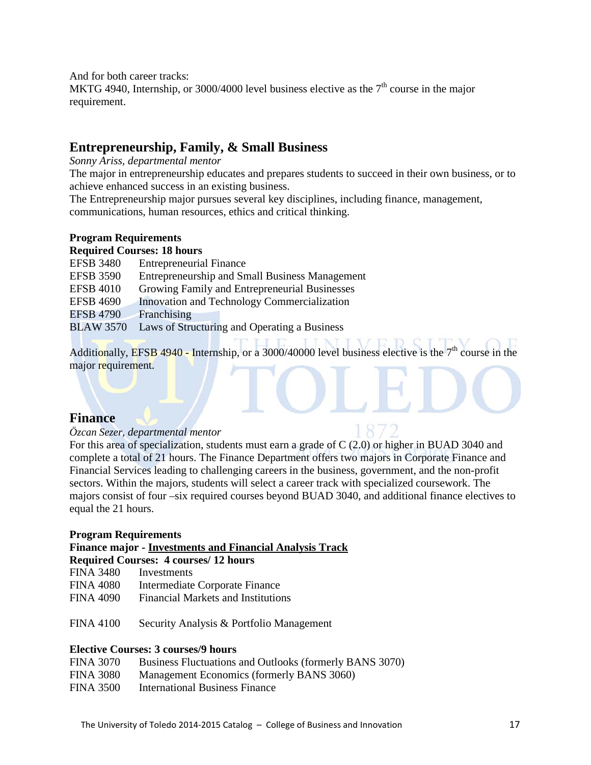And for both career tracks:
MKTG 4940, Internship, or 3000/4000 level business elective as the 7th course in the major requirement.

## Entrepreneurship, Family, & Small Business

*Sonny Ariss, departmental mentor*

The major in entrepreneurship educates and prepares students to succeed in their own business, or to achieve enhanced success in an existing business.

The Entrepreneurship major pursues several key disciplines, including finance, management, communications, human resources, ethics and critical thinking.

**Program Requirements**

**Required Courses: 18 hours**

| | |
|---|---|
| EFSB 3480 | Entrepreneurial Finance |
| EFSB 3590 | Entrepreneurship and Small Business Management |
| EFSB 4010 | Growing Family and Entrepreneurial Businesses |
| EFSB 4690 | Innovation and Technology Commercialization |
| EFSB 4790 | Franchising |
| BLAW 3570 | Laws of Structuring and Operating a Business |

Additionally, EFSB 4940 - Internship, or a 3000/40000 level business elective is the 7th course in the major requirement.

## Finance

*Özcan Sezer, departmental mentor*

For this area of specialization, students must earn a grade of C (2.0) or higher in BUAD 3040 and complete a total of 21 hours. The Finance Department offers two majors in Corporate Finance and Financial Services leading to challenging careers in the business, government, and the non-profit sectors. Within the majors, students will select a career track with specialized coursework. The majors consist of four –six required courses beyond BUAD 3040, and additional finance electives to equal the 21 hours.

**Program Requirements**

**Finance major - <u>Investments and Financial Analysis Track</u>**

**Required Courses: 4 courses/ 12 hours**

| | |
|---|---|
| FINA 3480 | Investments |
| FINA 4080 | Intermediate Corporate Finance |
| FINA 4090 | Financial Markets and Institutions |
| FINA 4100 | Security Analysis & Portfolio Management |

**Elective Courses: 3 courses/9 hours**

| | |
|---|---|
| FINA 3070 | Business Fluctuations and Outlooks (formerly BANS 3070) |
| FINA 3080 | Management Economics (formerly BANS 3060) |
| FINA 3500 | International Business Finance |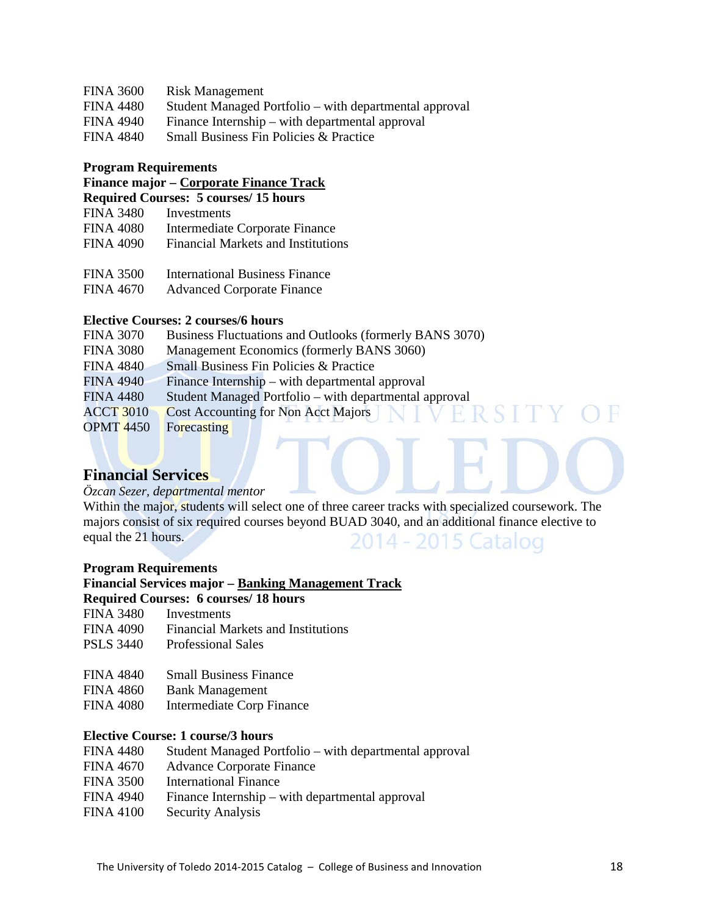| | |
|---|---|
| FINA 3600 | Risk Management |
| FINA 4480 | Student Managed Portfolio – with departmental approval |
| FINA 4940 | Finance Internship – with departmental approval |
| FINA 4840 | Small Business Fin Policies & Practice |

**Program Requirements**

**Finance major – Corporate Finance Track**

**Required Courses: 5 courses/ 15 hours**

| | |
|---|---|
| FINA 3480 | Investments |
| FINA 4080 | Intermediate Corporate Finance |
| FINA 4090 | Financial Markets and Institutions |
| FINA 3500 | International Business Finance |
| FINA 4670 | Advanced Corporate Finance |

**Elective Courses: 2 courses/6 hours**

| | |
|---|---|
| FINA 3070 | Business Fluctuations and Outlooks (formerly BANS 3070) |
| FINA 3080 | Management Economics (formerly BANS 3060) |
| FINA 4840 | Small Business Fin Policies & Practice |
| FINA 4940 | Finance Internship – with departmental approval |
| FINA 4480 | Student Managed Portfolio – with departmental approval |
| ACCT 3010 | Cost Accounting for Non Acct Majors |
| OPMT 4450 | Forecasting |

## Financial Services

*Özcan Sezer, departmental mentor*

Within the major, students will select one of three career tracks with specialized coursework. The majors consist of six required courses beyond BUAD 3040, and an additional finance elective to equal the 21 hours.

**Program Requirements**

**Financial Services major – Banking Management Track**

**Required Courses: 6 courses/ 18 hours**

| | |
|---|---|
| FINA 3480 | Investments |
| FINA 4090 | Financial Markets and Institutions |
| PSLS 3440 | Professional Sales |
| FINA 4840 | Small Business Finance |
| FINA 4860 | Bank Management |
| FINA 4080 | Intermediate Corp Finance |

**Elective Course: 1 course/3 hours**

| | |
|---|---|
| FINA 4480 | Student Managed Portfolio – with departmental approval |
| FINA 4670 | Advance Corporate Finance |
| FINA 3500 | International Finance |
| FINA 4940 | Finance Internship – with departmental approval |
| FINA 4100 | Security Analysis |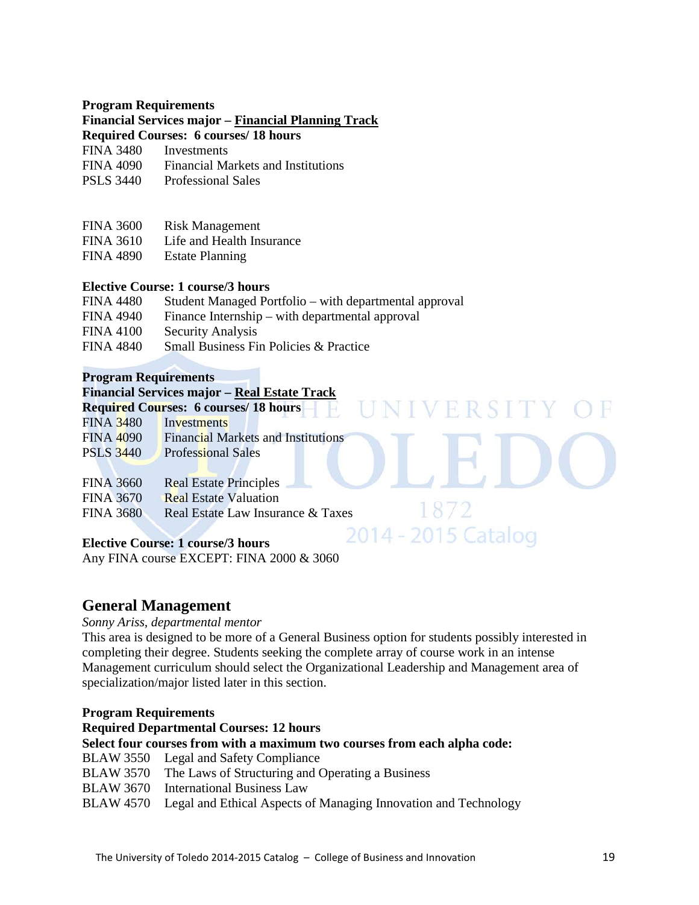**Program Requirements**

**Financial Services major – Financial Planning Track**

**Required Courses: 6 courses/ 18 hours**

FINA 3480 Investments
FINA 4090 Financial Markets and Institutions
PSLS 3440 Professional Sales

FINA 3600 Risk Management
FINA 3610 Life and Health Insurance
FINA 4890 Estate Planning

**Elective Course: 1 course/3 hours**

FINA 4480 Student Managed Portfolio – with departmental approval
FINA 4940 Finance Internship – with departmental approval
FINA 4100 Security Analysis
FINA 4840 Small Business Fin Policies & Practice

**Program Requirements**

**Financial Services major – Real Estate Track**

**Required Courses: 6 courses/ 18 hours**

FINA 3480 Investments
FINA 4090 Financial Markets and Institutions
PSLS 3440 Professional Sales

FINA 3660 Real Estate Principles
FINA 3670 Real Estate Valuation
FINA 3680 Real Estate Law Insurance & Taxes

**Elective Course: 1 course/3 hours**

Any FINA course EXCEPT: FINA 2000 & 3060

## General Management

*Sonny Ariss, departmental mentor*

This area is designed to be more of a General Business option for students possibly interested in completing their degree. Students seeking the complete array of course work in an intense Management curriculum should select the Organizational Leadership and Management area of specialization/major listed later in this section.

**Program Requirements**

**Required Departmental Courses: 12 hours**

**Select four courses from with a maximum two courses from each alpha code:**

BLAW 3550 Legal and Safety Compliance
BLAW 3570 The Laws of Structuring and Operating a Business
BLAW 3670 International Business Law
BLAW 4570 Legal and Ethical Aspects of Managing Innovation and Technology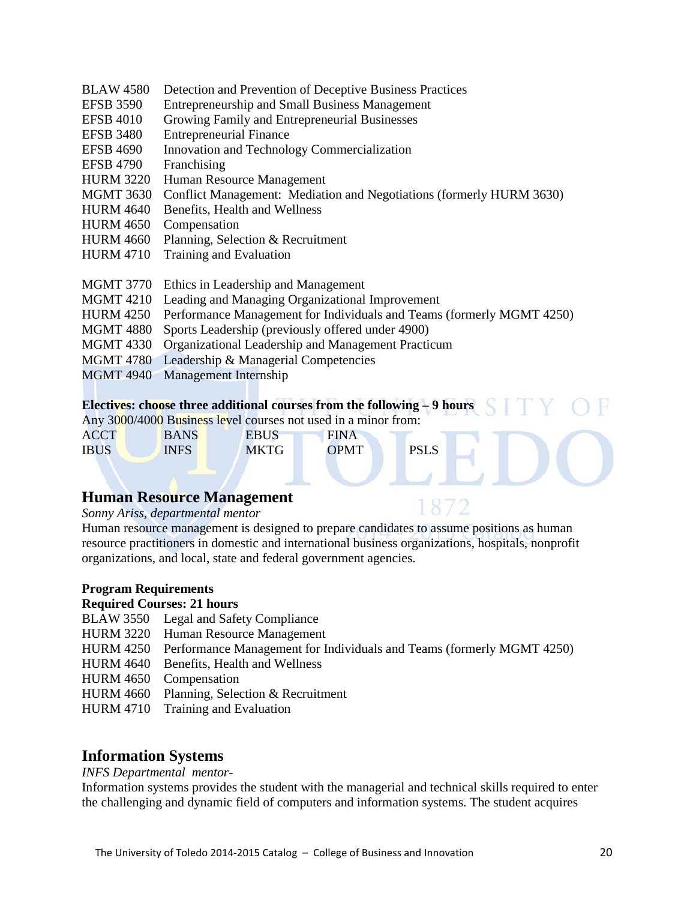BLAW 4580 Detection and Prevention of Deceptive Business Practices
EFSB 3590 Entrepreneurship and Small Business Management
EFSB 4010 Growing Family and Entrepreneurial Businesses
EFSB 3480 Entrepreneurial Finance
EFSB 4690 Innovation and Technology Commercialization
EFSB 4790 Franchising
HURM 3220 Human Resource Management
MGMT 3630 Conflict Management: Mediation and Negotiations (formerly HURM 3630)
HURM 4640 Benefits, Health and Wellness
HURM 4650 Compensation
HURM 4660 Planning, Selection & Recruitment
HURM 4710 Training and Evaluation

MGMT 3770 Ethics in Leadership and Management
MGMT 4210 Leading and Managing Organizational Improvement
HURM 4250 Performance Management for Individuals and Teams (formerly MGMT 4250)
MGMT 4880 Sports Leadership (previously offered under 4900)
MGMT 4330 Organizational Leadership and Management Practicum
MGMT 4780 Leadership & Managerial Competencies
MGMT 4940 Management Internship

**Electives: choose three additional courses from the following – 9 hours**

Any 3000/4000 Business level courses not used in a minor from:

| | | | | |
|---|---|---|---|---|
| ACCT | BANS | EBUS | FINA | |
| IBUS | INFS | MKTG | OPMT | PSLS |

## Human Resource Management

*Sonny Ariss, departmental mentor*

Human resource management is designed to prepare candidates to assume positions as human resource practitioners in domestic and international business organizations, hospitals, nonprofit organizations, and local, state and federal government agencies.

**Program Requirements**

**Required Courses: 21 hours**

BLAW 3550 Legal and Safety Compliance
HURM 3220 Human Resource Management
HURM 4250 Performance Management for Individuals and Teams (formerly MGMT 4250)
HURM 4640 Benefits, Health and Wellness
HURM 4650 Compensation
HURM 4660 Planning, Selection & Recruitment
HURM 4710 Training and Evaluation

## Information Systems

*INFS Departmental mentor-*

Information systems provides the student with the managerial and technical skills required to enter the challenging and dynamic field of computers and information systems. The student acquires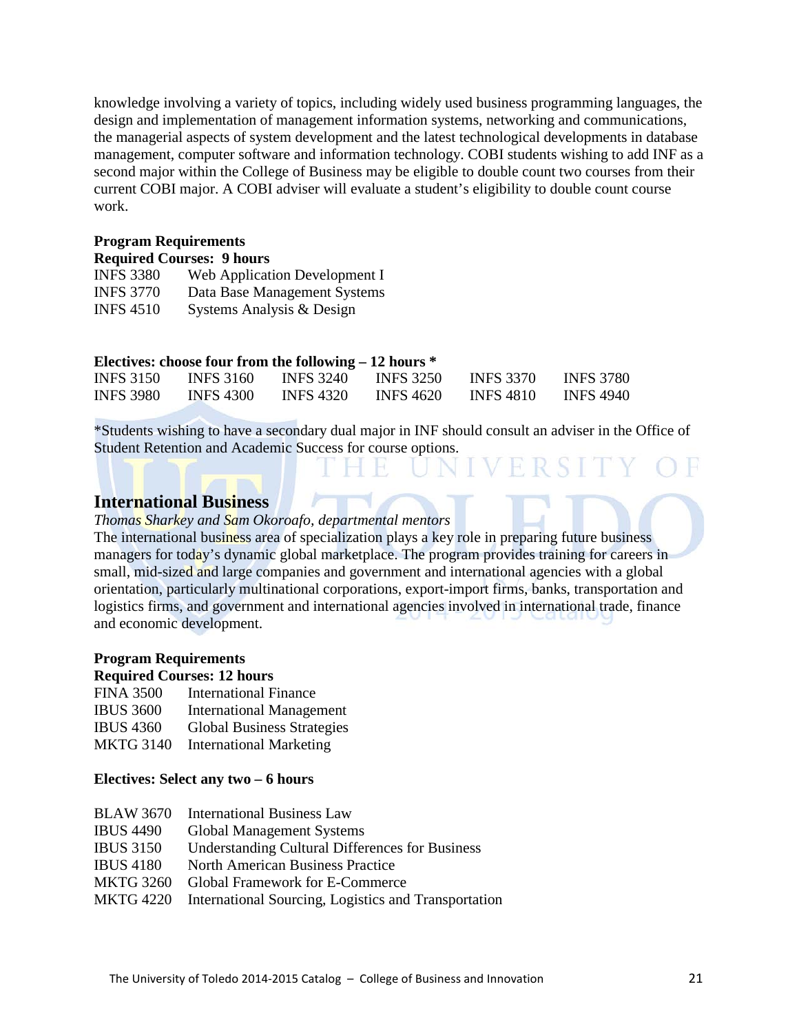knowledge involving a variety of topics, including widely used business programming languages, the design and implementation of management information systems, networking and communications, the managerial aspects of system development and the latest technological developments in database management, computer software and information technology. COBI students wishing to add INF as a second major within the College of Business may be eligible to double count two courses from their current COBI major. A COBI adviser will evaluate a student's eligibility to double count course work.

**Program Requirements**

**Required Courses: 9 hours**

| | |
|---|---|
| INFS 3380 | Web Application Development I |
| INFS 3770 | Data Base Management Systems |
| INFS 4510 | Systems Analysis & Design |

**Electives: choose four from the following – 12 hours ***

| | | | | | |
|---|---|---|---|---|---|
| INFS 3150 | INFS 3160 | INFS 3240 | INFS 3250 | INFS 3370 | INFS 3780 |
| INFS 3980 | INFS 4300 | INFS 4320 | INFS 4620 | INFS 4810 | INFS 4940 |

*Students wishing to have a secondary dual major in INF should consult an adviser in the Office of Student Retention and Academic Success for course options.

## International Business

*Thomas Sharkey and Sam Okoroafo, departmental mentors*

The international business area of specialization plays a key role in preparing future business managers for today's dynamic global marketplace. The program provides training for careers in small, mid-sized and large companies and government and international agencies with a global orientation, particularly multinational corporations, export-import firms, banks, transportation and logistics firms, and government and international agencies involved in international trade, finance and economic development.

**Program Requirements**

**Required Courses: 12 hours**

| | |
|---|---|
| FINA 3500 | International Finance |
| IBUS 3600 | International Management |
| IBUS 4360 | Global Business Strategies |
| MKTG 3140 | International Marketing |

**Electives: Select any two – 6 hours**

| | |
|---|---|
| BLAW 3670 | International Business Law |
| IBUS 4490 | Global Management Systems |
| IBUS 3150 | Understanding Cultural Differences for Business |
| IBUS 4180 | North American Business Practice |
| MKTG 3260 | Global Framework for E-Commerce |
| MKTG 4220 | International Sourcing, Logistics and Transportation |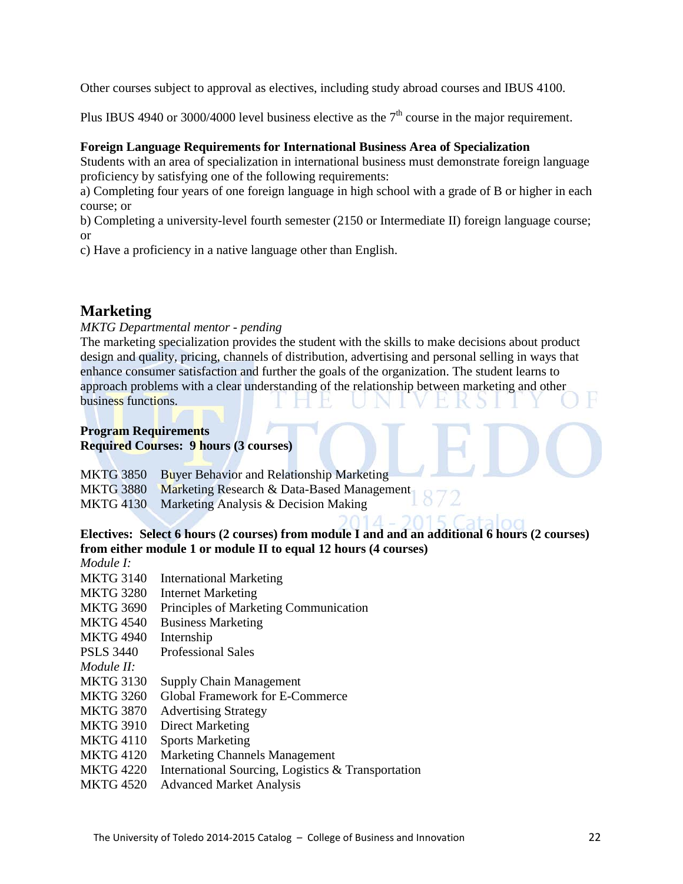Other courses subject to approval as electives, including study abroad courses and IBUS 4100.

Plus IBUS 4940 or 3000/4000 level business elective as the 7th course in the major requirement.

**Foreign Language Requirements for International Business Area of Specialization**

Students with an area of specialization in international business must demonstrate foreign language proficiency by satisfying one of the following requirements:

a) Completing four years of one foreign language in high school with a grade of B or higher in each course; or

b) Completing a university-level fourth semester (2150 or Intermediate II) foreign language course; or

c) Have a proficiency in a native language other than English.

## Marketing

*MKTG Departmental mentor - pending*

The marketing specialization provides the student with the skills to make decisions about product design and quality, pricing, channels of distribution, advertising and personal selling in ways that enhance consumer satisfaction and further the goals of the organization. The student learns to approach problems with a clear understanding of the relationship between marketing and other business functions.

**Program Requirements**

**Required Courses: 9 hours (3 courses)**

| | |
|---|---|
| MKTG 3850 | Buyer Behavior and Relationship Marketing |
| MKTG 3880 | Marketing Research & Data-Based Management |
| MKTG 4130 | Marketing Analysis & Decision Making |

**Electives: Select 6 hours (2 courses) from module I and and an additional 6 hours (2 courses) from either module 1 or module II to equal 12 hours (4 courses)**

*Module I:*

| | |
|---|---|
| MKTG 3140 | International Marketing |
| MKTG 3280 | Internet Marketing |
| MKTG 3690 | Principles of Marketing Communication |
| MKTG 4540 | Business Marketing |
| MKTG 4940 | Internship |
| PSLS 3440 | Professional Sales |

*Module II:*

| | |
|---|---|
| MKTG 3130 | Supply Chain Management |
| MKTG 3260 | Global Framework for E-Commerce |
| MKTG 3870 | Advertising Strategy |
| MKTG 3910 | Direct Marketing |
| MKTG 4110 | Sports Marketing |
| MKTG 4120 | Marketing Channels Management |
| MKTG 4220 | International Sourcing, Logistics & Transportation |
| MKTG 4520 | Advanced Market Analysis |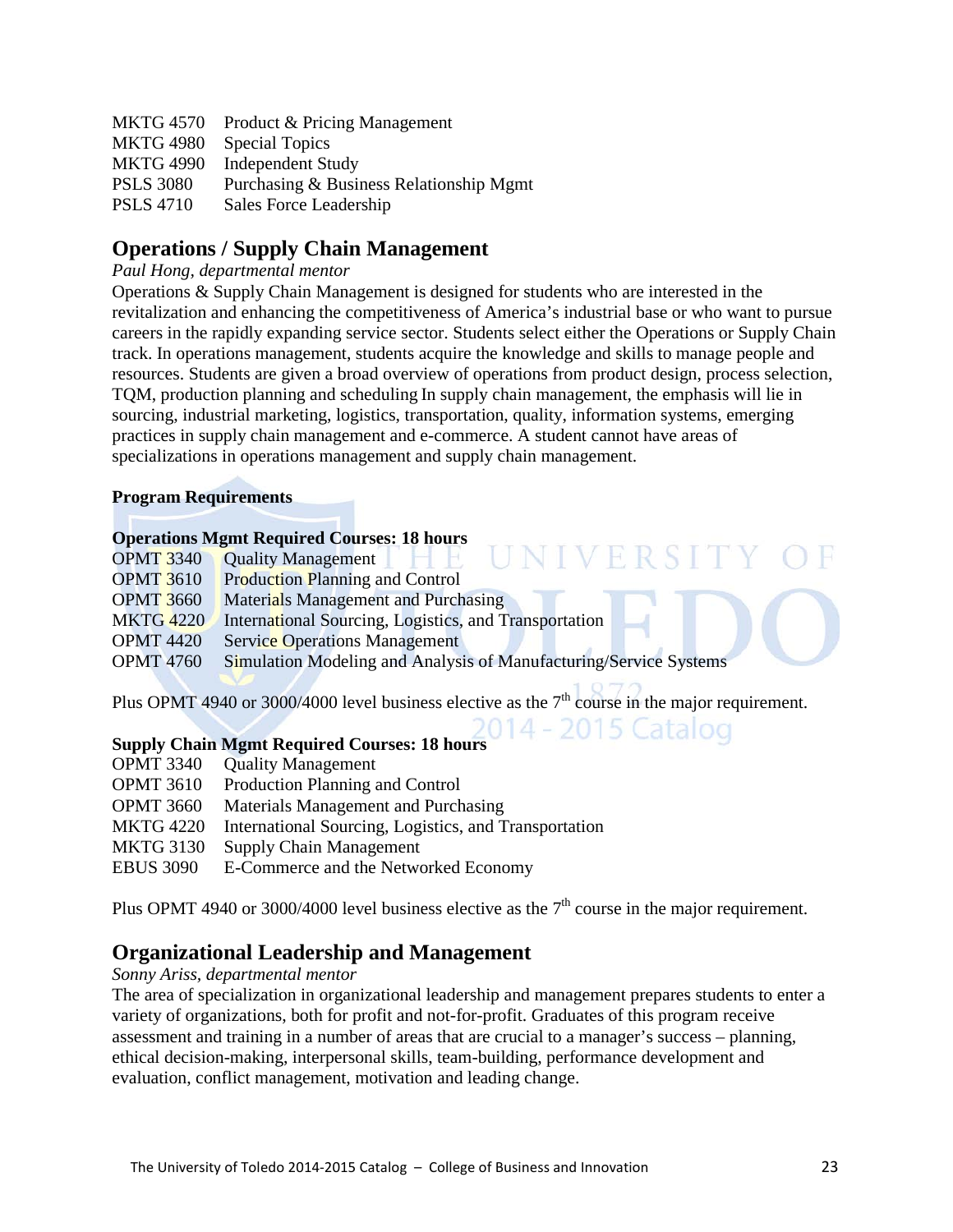| | |
|---|---|
| MKTG 4570 | Product & Pricing Management |
| MKTG 4980 | Special Topics |
| MKTG 4990 | Independent Study |
| PSLS 3080 | Purchasing & Business Relationship Mgmt |
| PSLS 4710 | Sales Force Leadership |

## Operations / Supply Chain Management

*Paul Hong, departmental mentor*

Operations & Supply Chain Management is designed for students who are interested in the revitalization and enhancing the competitiveness of America's industrial base or who want to pursue careers in the rapidly expanding service sector. Students select either the Operations or Supply Chain track. In operations management, students acquire the knowledge and skills to manage people and resources. Students are given a broad overview of operations from product design, process selection, TQM, production planning and scheduling In supply chain management, the emphasis will lie in sourcing, industrial marketing, logistics, transportation, quality, information systems, emerging practices in supply chain management and e-commerce. A student cannot have areas of specializations in operations management and supply chain management.

**Program Requirements**

**Operations Mgmt Required Courses: 18 hours**

| | |
|---|---|
| OPMT 3340 | Quality Management |
| OPMT 3610 | Production Planning and Control |
| OPMT 3660 | Materials Management and Purchasing |
| MKTG 4220 | International Sourcing, Logistics, and Transportation |
| OPMT 4420 | Service Operations Management |
| OPMT 4760 | Simulation Modeling and Analysis of Manufacturing/Service Systems |

Plus OPMT 4940 or 3000/4000 level business elective as the 7th course in the major requirement.

**Supply Chain Mgmt Required Courses: 18 hours**

| | |
|---|---|
| OPMT 3340 | Quality Management |
| OPMT 3610 | Production Planning and Control |
| OPMT 3660 | Materials Management and Purchasing |
| MKTG 4220 | International Sourcing, Logistics, and Transportation |
| MKTG 3130 | Supply Chain Management |
| EBUS 3090 | E-Commerce and the Networked Economy |

Plus OPMT 4940 or 3000/4000 level business elective as the 7th course in the major requirement.

## Organizational Leadership and Management

*Sonny Ariss, departmental mentor*

The area of specialization in organizational leadership and management prepares students to enter a variety of organizations, both for profit and not-for-profit. Graduates of this program receive assessment and training in a number of areas that are crucial to a manager's success – planning, ethical decision-making, interpersonal skills, team-building, performance development and evaluation, conflict management, motivation and leading change.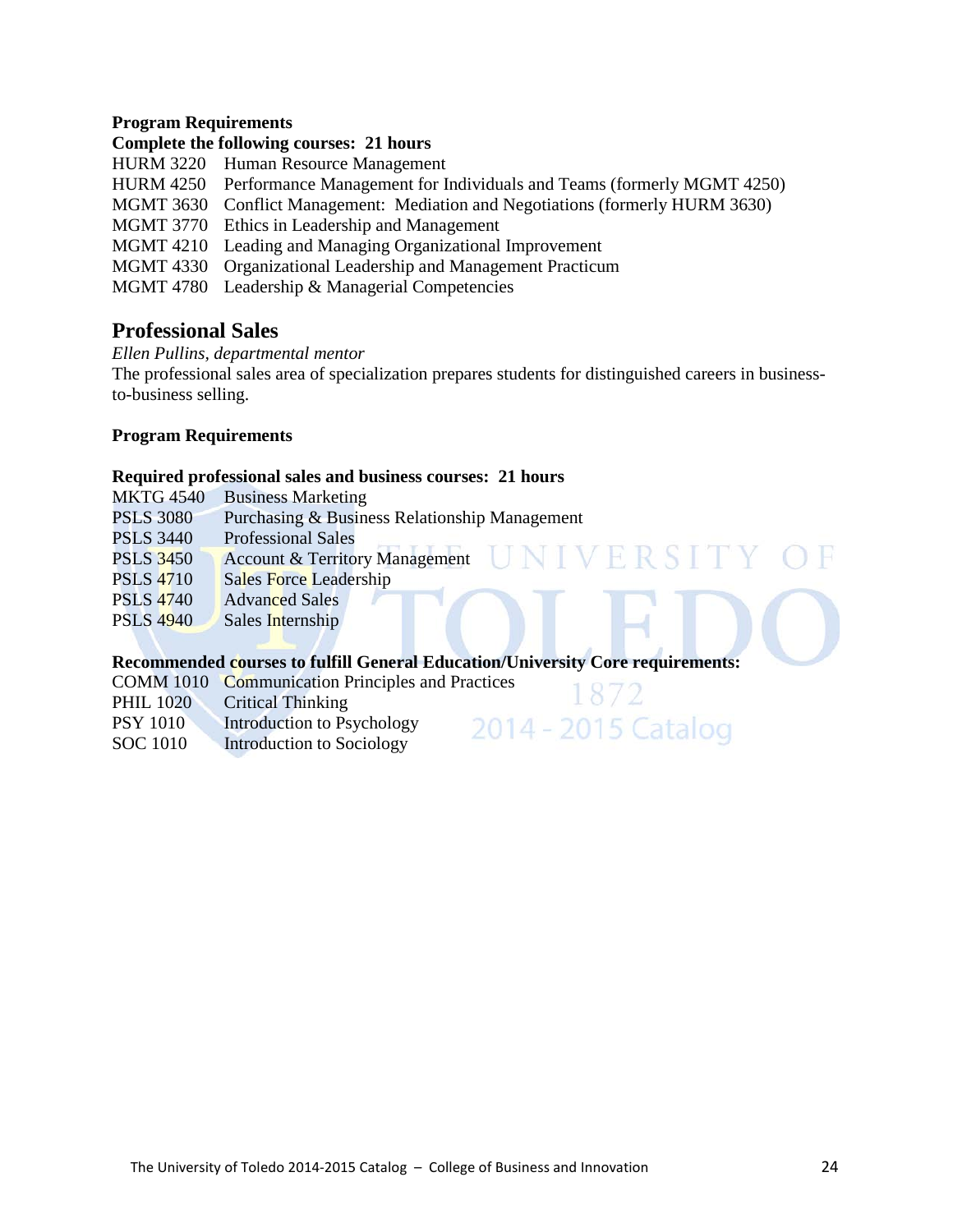**Program Requirements**

**Complete the following courses: 21 hours**

HURM 3220 Human Resource Management
HURM 4250 Performance Management for Individuals and Teams (formerly MGMT 4250)
MGMT 3630 Conflict Management: Mediation and Negotiations (formerly HURM 3630)
MGMT 3770 Ethics in Leadership and Management
MGMT 4210 Leading and Managing Organizational Improvement
MGMT 4330 Organizational Leadership and Management Practicum
MGMT 4780 Leadership & Managerial Competencies

## Professional Sales

*Ellen Pullins, departmental mentor*

The professional sales area of specialization prepares students for distinguished careers in business-to-business selling.

**Program Requirements**

**Required professional sales and business courses: 21 hours**

MKTG 4540 Business Marketing
PSLS 3080 Purchasing & Business Relationship Management
PSLS 3440 Professional Sales
PSLS 3450 Account & Territory Management
PSLS 4710 Sales Force Leadership
PSLS 4740 Advanced Sales
PSLS 4940 Sales Internship

**Recommended courses to fulfill General Education/University Core requirements:**

COMM 1010 Communication Principles and Practices
PHIL 1020 Critical Thinking
PSY 1010 Introduction to Psychology
SOC 1010 Introduction to Sociology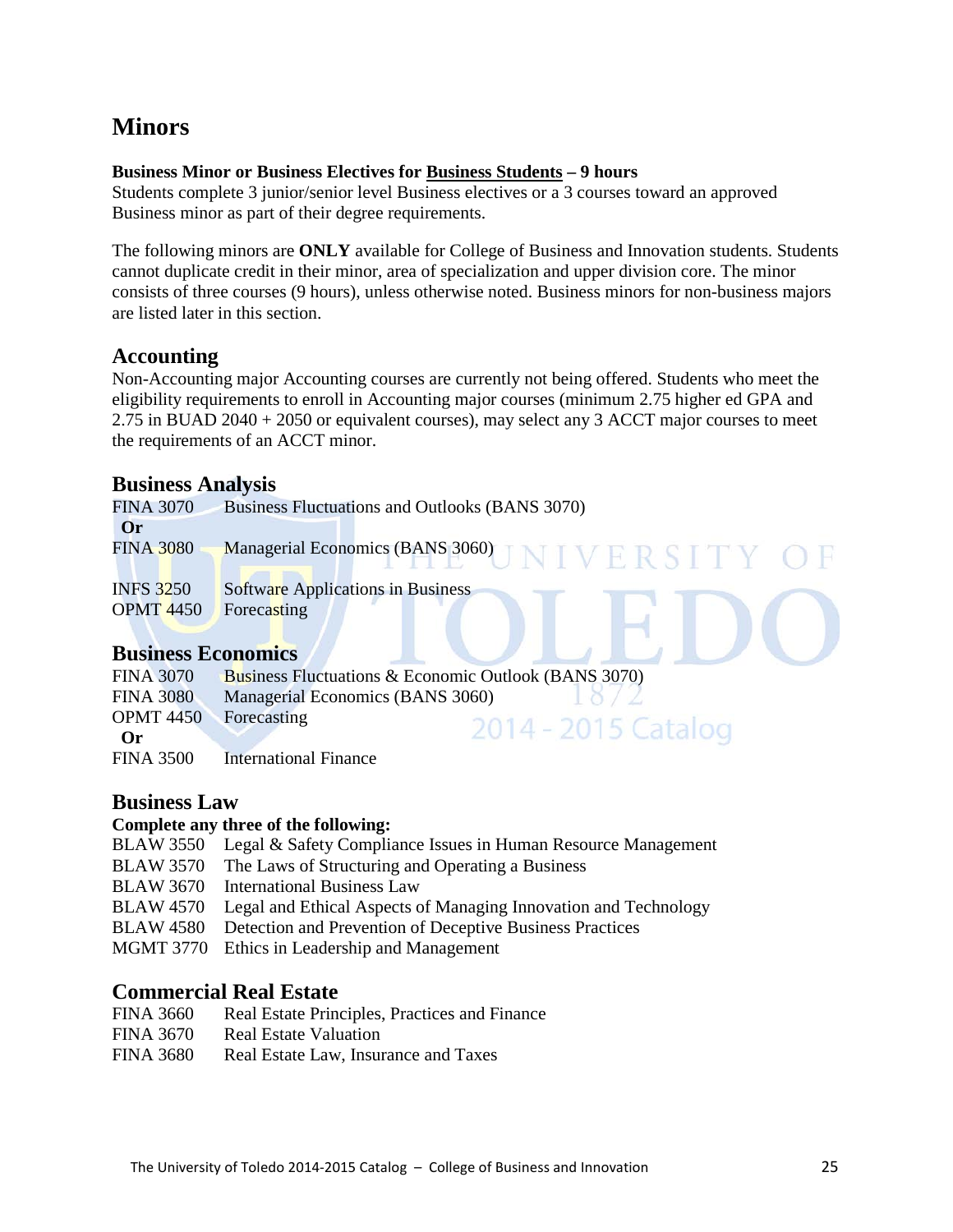# Minors

**Business Minor or Business Electives for Business Students – 9 hours**
Students complete 3 junior/senior level Business electives or a 3 courses toward an approved Business minor as part of their degree requirements.

The following minors are **ONLY** available for College of Business and Innovation students. Students cannot duplicate credit in their minor, area of specialization and upper division core. The minor consists of three courses (9 hours), unless otherwise noted. Business minors for non-business majors are listed later in this section.

## Accounting

Non-Accounting major Accounting courses are currently not being offered. Students who meet the eligibility requirements to enroll in Accounting major courses (minimum 2.75 higher ed GPA and 2.75 in BUAD 2040 + 2050 or equivalent courses), may select any 3 ACCT major courses to meet the requirements of an ACCT minor.

## Business Analysis

FINA 3070 Business Fluctuations and Outlooks (BANS 3070)
**Or**
FINA 3080 Managerial Economics (BANS 3060)

INFS 3250 Software Applications in Business
OPMT 4450 Forecasting

## Business Economics

FINA 3070 Business Fluctuations & Economic Outlook (BANS 3070)
FINA 3080 Managerial Economics (BANS 3060)
OPMT 4450 Forecasting
**Or**
FINA 3500 International Finance

## Business Law

**Complete any three of the following:**

BLAW 3550 Legal & Safety Compliance Issues in Human Resource Management
BLAW 3570 The Laws of Structuring and Operating a Business
BLAW 3670 International Business Law
BLAW 4570 Legal and Ethical Aspects of Managing Innovation and Technology
BLAW 4580 Detection and Prevention of Deceptive Business Practices
MGMT 3770 Ethics in Leadership and Management

## Commercial Real Estate

FINA 3660 Real Estate Principles, Practices and Finance
FINA 3670 Real Estate Valuation
FINA 3680 Real Estate Law, Insurance and Taxes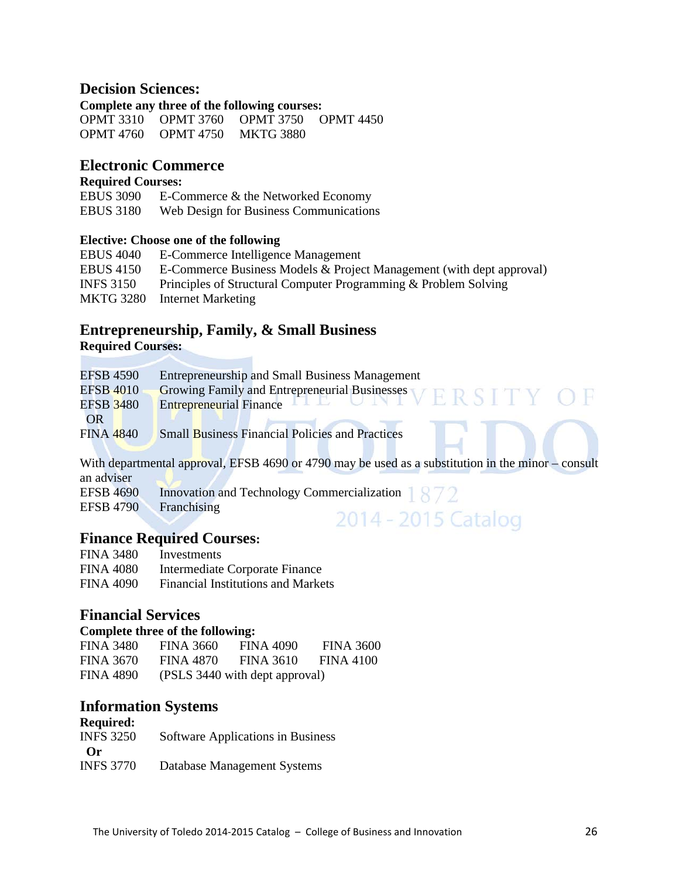## Decision Sciences:

**Complete any three of the following courses:**

OPMT 3310 OPMT 3760 OPMT 3750 OPMT 4450
OPMT 4760 OPMT 4750 MKTG 3880

## Electronic Commerce

**Required Courses:**

EBUS 3090 E-Commerce & the Networked Economy
EBUS 3180 Web Design for Business Communications

**Elective: Choose one of the following**

EBUS 4040 E-Commerce Intelligence Management
EBUS 4150 E-Commerce Business Models & Project Management (with dept approval)
INFS 3150 Principles of Structural Computer Programming & Problem Solving
MKTG 3280 Internet Marketing

## Entrepreneurship, Family, & Small Business

**Required Courses:**

EFSB 4590 Entrepreneurship and Small Business Management
EFSB 4010 Growing Family and Entrepreneurial Businesses
EFSB 3480 Entrepreneurial Finance
OR
FINA 4840 Small Business Financial Policies and Practices

With departmental approval, EFSB 4690 or 4790 may be used as a substitution in the minor – consult an adviser

EFSB 4690 Innovation and Technology Commercialization
EFSB 4790 Franchising

## Finance Required Courses:

FINA 3480 Investments
FINA 4080 Intermediate Corporate Finance
FINA 4090 Financial Institutions and Markets

## Financial Services

**Complete three of the following:**

FINA 3480 FINA 3660 FINA 4090 FINA 3600
FINA 3670 FINA 4870 FINA 3610 FINA 4100
FINA 4890 (PSLS 3440 with dept approval)

## Information Systems

**Required:**

INFS 3250 Software Applications in Business
**Or**
INFS 3770 Database Management Systems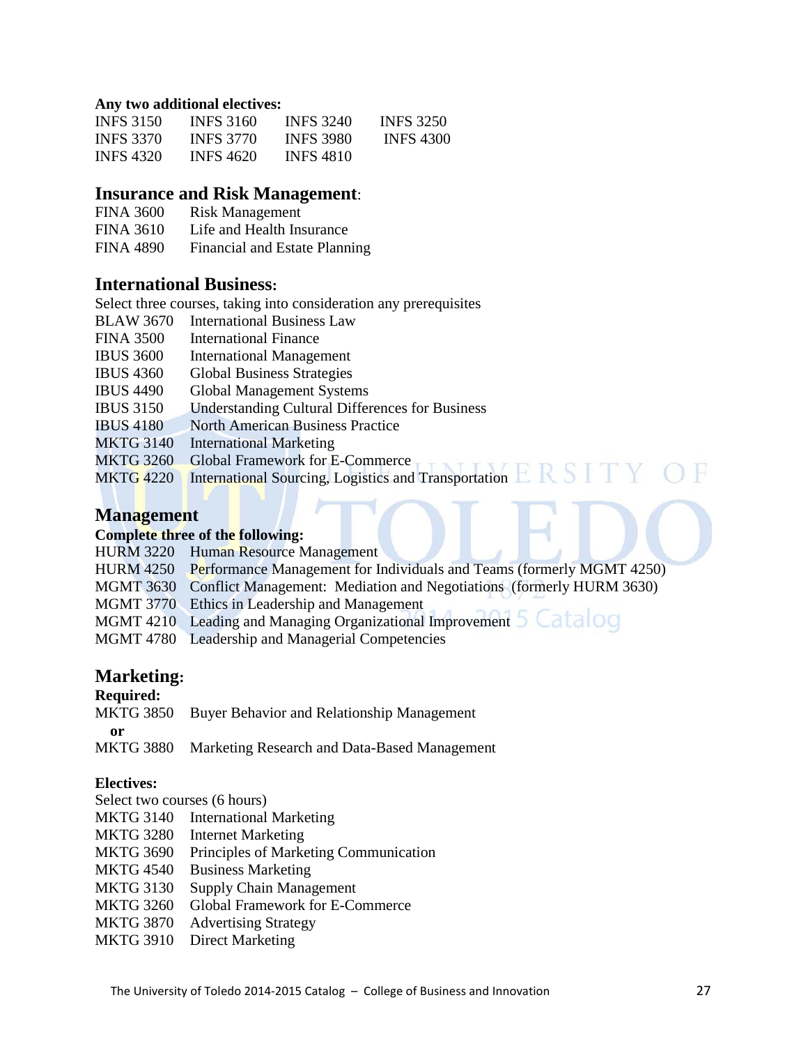**Any two additional electives:**

| | | | |
|---|---|---|---|
| INFS 3150 | INFS 3160 | INFS 3240 | INFS 3250 |
| INFS 3370 | INFS 3770 | INFS 3980 | INFS 4300 |
| INFS 4320 | INFS 4620 | INFS 4810 | |

## Insurance and Risk Management:

FINA 3600 Risk Management
FINA 3610 Life and Health Insurance
FINA 4890 Financial and Estate Planning

## International Business:

Select three courses, taking into consideration any prerequisites

BLAW 3670 International Business Law
FINA 3500 International Finance
IBUS 3600 International Management
IBUS 4360 Global Business Strategies
IBUS 4490 Global Management Systems
IBUS 3150 Understanding Cultural Differences for Business
IBUS 4180 North American Business Practice
MKTG 3140 International Marketing
MKTG 3260 Global Framework for E-Commerce
MKTG 4220 International Sourcing, Logistics and Transportation

## Management

**Complete three of the following:**

HURM 3220 Human Resource Management
HURM 4250 Performance Management for Individuals and Teams (formerly MGMT 4250)
MGMT 3630 Conflict Management: Mediation and Negotiations (formerly HURM 3630)
MGMT 3770 Ethics in Leadership and Management
MGMT 4210 Leading and Managing Organizational Improvement
MGMT 4780 Leadership and Managerial Competencies

## Marketing:

**Required:**

MKTG 3850 Buyer Behavior and Relationship Management
**or**
MKTG 3880 Marketing Research and Data-Based Management

**Electives:**

Select two courses (6 hours)

MKTG 3140 International Marketing
MKTG 3280 Internet Marketing
MKTG 3690 Principles of Marketing Communication
MKTG 4540 Business Marketing
MKTG 3130 Supply Chain Management
MKTG 3260 Global Framework for E-Commerce
MKTG 3870 Advertising Strategy
MKTG 3910 Direct Marketing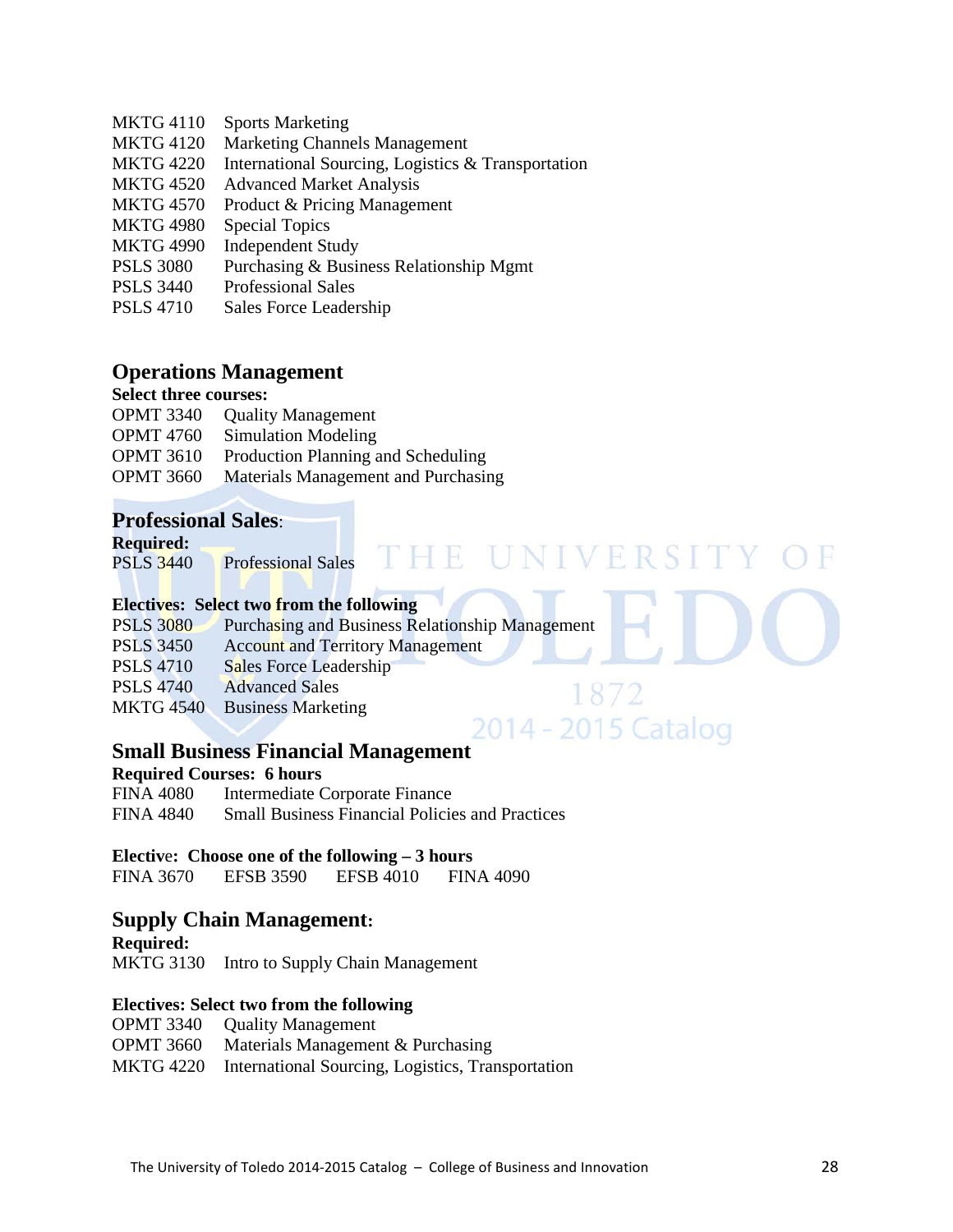| | |
|---|---|
| MKTG 4110 | Sports Marketing |
| MKTG 4120 | Marketing Channels Management |
| MKTG 4220 | International Sourcing, Logistics & Transportation |
| MKTG 4520 | Advanced Market Analysis |
| MKTG 4570 | Product & Pricing Management |
| MKTG 4980 | Special Topics |
| MKTG 4990 | Independent Study |
| PSLS 3080 | Purchasing & Business Relationship Mgmt |
| PSLS 3440 | Professional Sales |
| PSLS 4710 | Sales Force Leadership |

## Operations Management

**Select three courses:**

| | |
|---|---|
| OPMT 3340 | Quality Management |
| OPMT 4760 | Simulation Modeling |
| OPMT 3610 | Production Planning and Scheduling |
| OPMT 3660 | Materials Management and Purchasing |

## Professional Sales:

**Required:**

| | |
|---|---|
| PSLS 3440 | Professional Sales |

**Electives: Select two from the following**

| | |
|---|---|
| PSLS 3080 | Purchasing and Business Relationship Management |
| PSLS 3450 | Account and Territory Management |
| PSLS 4710 | Sales Force Leadership |
| PSLS 4740 | Advanced Sales |
| MKTG 4540 | Business Marketing |

## Small Business Financial Management

**Required Courses: 6 hours**

| | |
|---|---|
| FINA 4080 | Intermediate Corporate Finance |
| FINA 4840 | Small Business Financial Policies and Practices |

**Elective: Choose one of the following – 3 hours**

FINA 3670 EFSB 3590 EFSB 4010 FINA 4090

## Supply Chain Management:

**Required:**

| | |
|---|---|
| MKTG 3130 | Intro to Supply Chain Management |

**Electives: Select two from the following**

| | |
|---|---|
| OPMT 3340 | Quality Management |
| OPMT 3660 | Materials Management & Purchasing |
| MKTG 4220 | International Sourcing, Logistics, Transportation |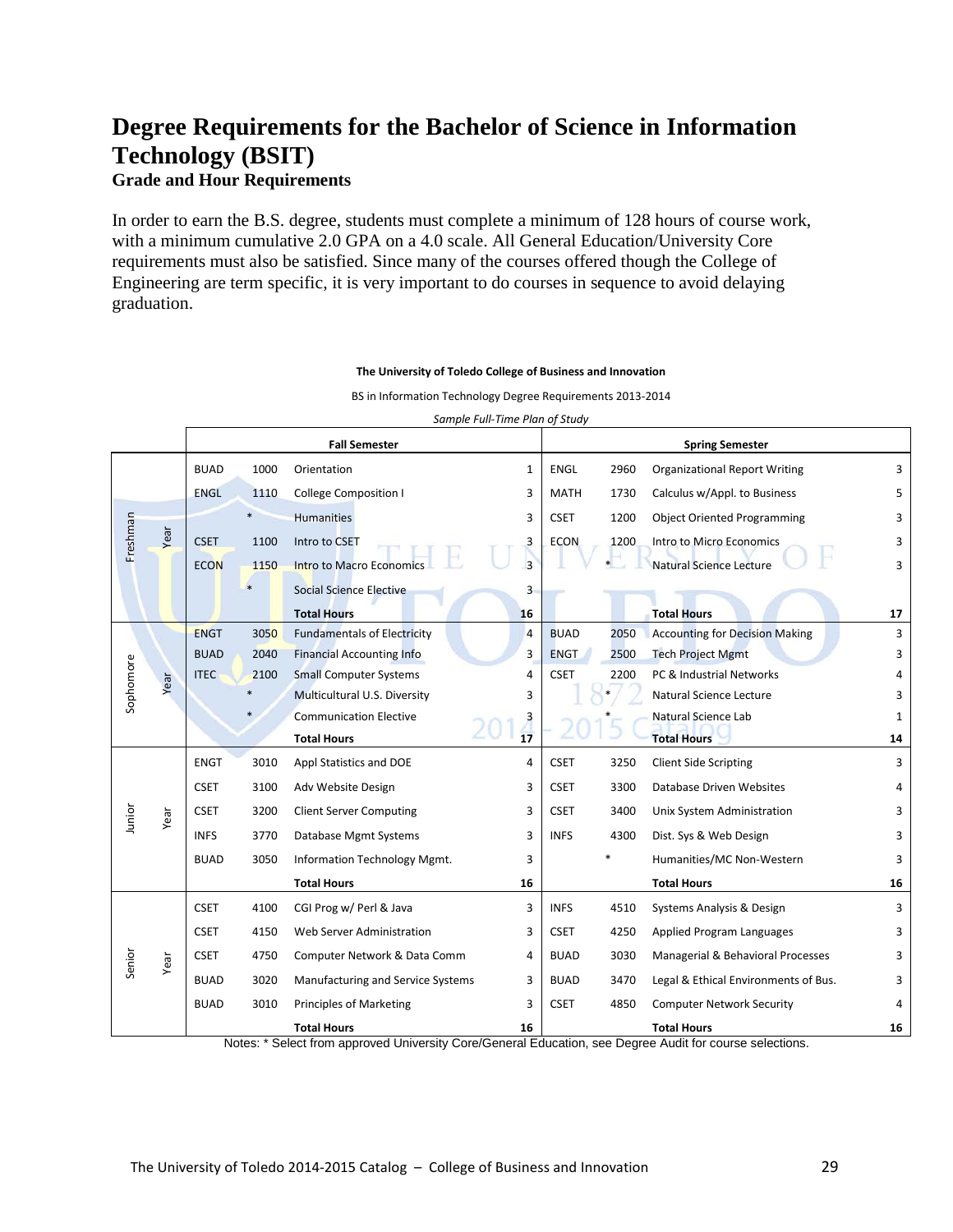# Degree Requirements for the Bachelor of Science in Information Technology (BSIT)

### Grade and Hour Requirements

In order to earn the B.S. degree, students must complete a minimum of 128 hours of course work, with a minimum cumulative 2.0 GPA on a 4.0 scale. All General Education/University Core requirements must also be satisfied. Since many of the courses offered though the College of Engineering are term specific, it is very important to do courses in sequence to avoid delaying graduation.

**The University of Toledo College of Business and Innovation**

BS in Information Technology Degree Requirements 2013-2014

*Sample Full-Time Plan of Study*

| Year | Fall Semester | | | | Spring Semester | | | |
|---|---|---|---|---|---|---|---|---|
| Freshman Year | BUAD | 1000 | Orientation | 1 | ENGL | 2960 | Organizational Report Writing | 3 |
| | ENGL | 1110 | College Composition I | 3 | MATH | 1730 | Calculus w/Appl. to Business | 5 |
| | | * | Humanities | 3 | CSET | 1200 | Object Oriented Programming | 3 |
| | CSET | 1100 | Intro to CSET | 3 | ECON | 1200 | Intro to Micro Economics | 3 |
| | ECON | 1150 | Intro to Macro Economics | 3 | | * | Natural Science Lecture | 3 |
| | | * | Social Science Elective | 3 | | | | |
| | | | **Total Hours** | **16** | | | **Total Hours** | **17** |
| Sophomore Year | ENGT | 3050 | Fundamentals of Electricity | 4 | BUAD | 2050 | Accounting for Decision Making | 3 |
| | BUAD | 2040 | Financial Accounting Info | 3 | ENGT | 2500 | Tech Project Mgmt | 3 |
| | ITEC | 2100 | Small Computer Systems | 4 | CSET | 2200 | PC & Industrial Networks | 4 |
| | | * | Multicultural U.S. Diversity | 3 | | * | Natural Science Lecture | 3 |
| | | * | Communication Elective | 3 | | * | Natural Science Lab | 1 |
| | | | **Total Hours** | **17** | | | **Total Hours** | **14** |
| Junior Year | ENGT | 3010 | Appl Statistics and DOE | 4 | CSET | 3250 | Client Side Scripting | 3 |
| | CSET | 3100 | Adv Website Design | 3 | CSET | 3300 | Database Driven Websites | 4 |
| | CSET | 3200 | Client Server Computing | 3 | CSET | 3400 | Unix System Administration | 3 |
| | INFS | 3770 | Database Mgmt Systems | 3 | INFS | 4300 | Dist. Sys & Web Design | 3 |
| | BUAD | 3050 | Information Technology Mgmt. | 3 | | * | Humanities/MC Non-Western | 3 |
| | | | **Total Hours** | **16** | | | **Total Hours** | **16** |
| Senior Year | CSET | 4100 | CGI Prog w/ Perl & Java | 3 | INFS | 4510 | Systems Analysis & Design | 3 |
| | CSET | 4150 | Web Server Administration | 3 | CSET | 4250 | Applied Program Languages | 3 |
| | CSET | 4750 | Computer Network & Data Comm | 4 | BUAD | 3030 | Managerial & Behavioral Processes | 3 |
| | BUAD | 3020 | Manufacturing and Service Systems | 3 | BUAD | 3470 | Legal & Ethical Environments of Bus. | 3 |
| | BUAD | 3010 | Principles of Marketing | 3 | CSET | 4850 | Computer Network Security | 4 |
| | | | **Total Hours** | **16** | | | **Total Hours** | **16** |

Notes: * Select from approved University Core/General Education, see Degree Audit for course selections.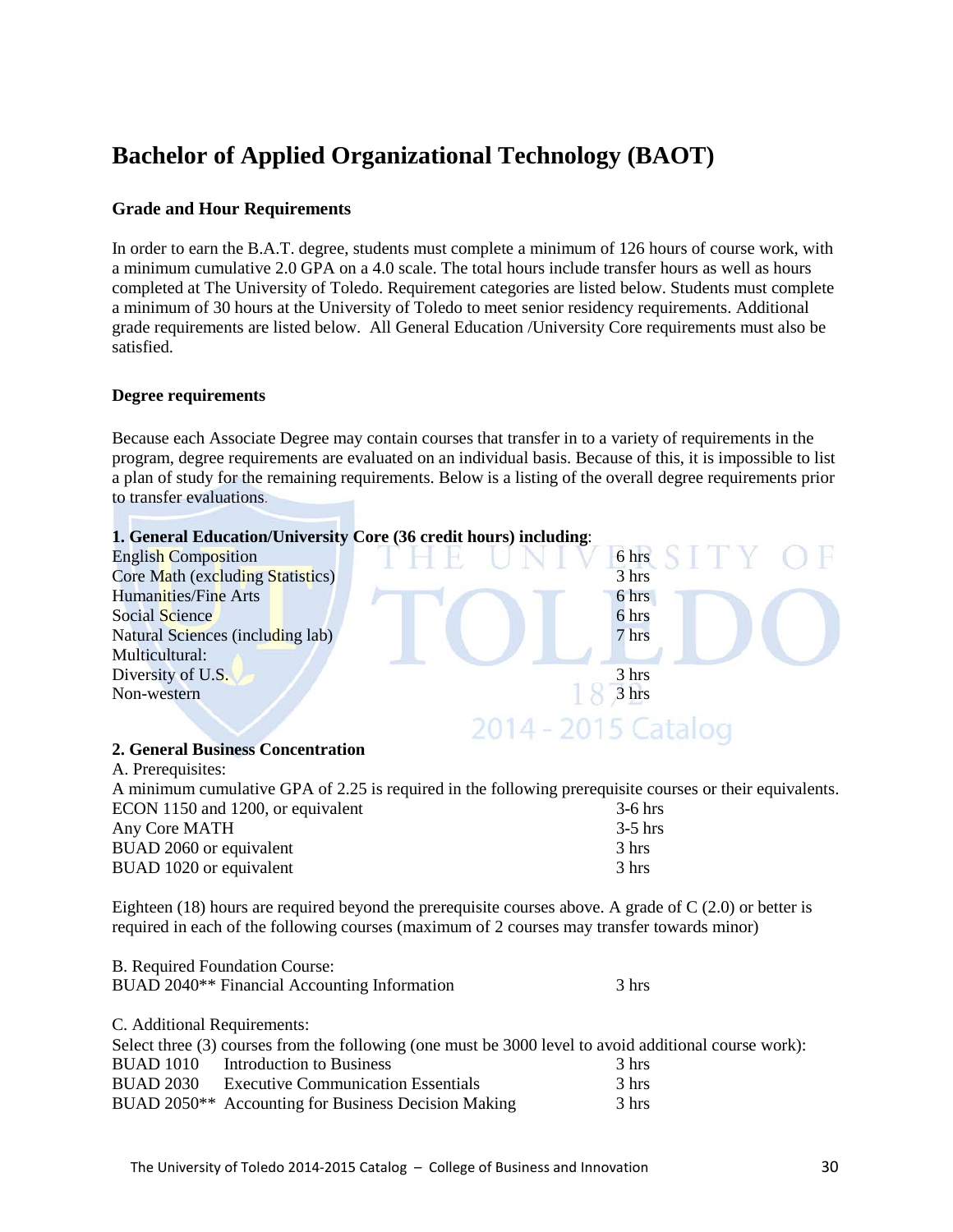# Bachelor of Applied Organizational Technology (BAOT)

### Grade and Hour Requirements

In order to earn the B.A.T. degree, students must complete a minimum of 126 hours of course work, with a minimum cumulative 2.0 GPA on a 4.0 scale. The total hours include transfer hours as well as hours completed at The University of Toledo. Requirement categories are listed below. Students must complete a minimum of 30 hours at the University of Toledo to meet senior residency requirements. Additional grade requirements are listed below. All General Education /University Core requirements must also be satisfied.

### Degree requirements

Because each Associate Degree may contain courses that transfer in to a variety of requirements in the program, degree requirements are evaluated on an individual basis. Because of this, it is impossible to list a plan of study for the remaining requirements. Below is a listing of the overall degree requirements prior to transfer evaluations.

**1. General Education/University Core (36 credit hours) including**:

| | |
|---|---|
| English Composition | 6 hrs |
| Core Math (excluding Statistics) | 3 hrs |
| Humanities/Fine Arts | 6 hrs |
| Social Science | 6 hrs |
| Natural Sciences (including lab) | 7 hrs |
| Multicultural: | |
| Diversity of U.S. | 3 hrs |
| Non-western | 3 hrs |

**2. General Business Concentration**

A. Prerequisites:

A minimum cumulative GPA of 2.25 is required in the following prerequisite courses or their equivalents.

| | |
|---|---|
| ECON 1150 and 1200, or equivalent | 3-6 hrs |
| Any Core MATH | 3-5 hrs |
| BUAD 2060 or equivalent | 3 hrs |
| BUAD 1020 or equivalent | 3 hrs |

Eighteen (18) hours are required beyond the prerequisite courses above. A grade of C (2.0) or better is required in each of the following courses (maximum of 2 courses may transfer towards minor)

B. Required Foundation Course:

| | |
|---|---|
| BUAD 2040** Financial Accounting Information | 3 hrs |

C. Additional Requirements:

Select three (3) courses from the following (one must be 3000 level to avoid additional course work):

| | | |
|---|---|---|
| BUAD 1010 | Introduction to Business | 3 hrs |
| BUAD 2030 | Executive Communication Essentials | 3 hrs |
| BUAD 2050** | Accounting for Business Decision Making | 3 hrs |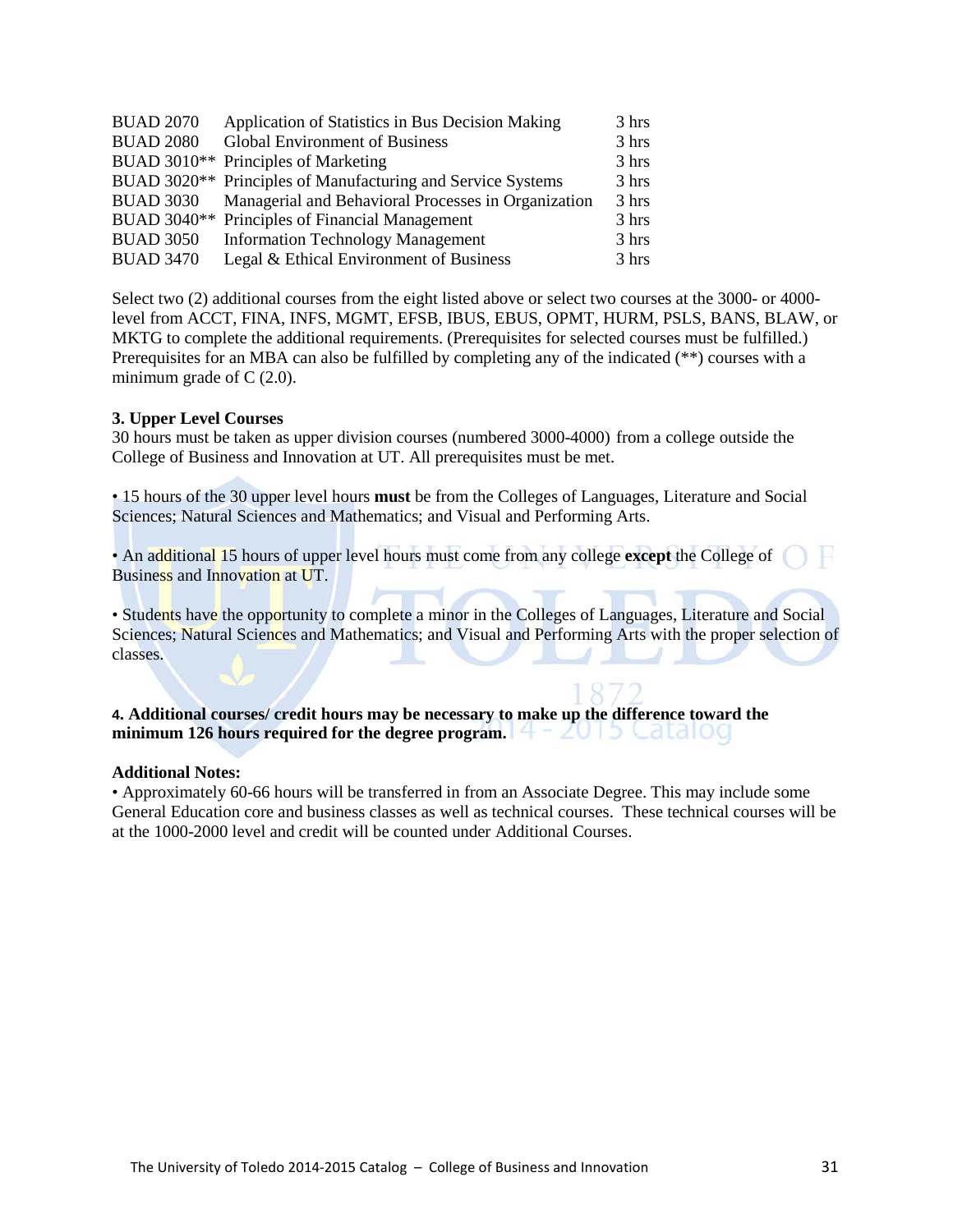| | | |
|---|---|---|
| BUAD 2070 | Application of Statistics in Bus Decision Making | 3 hrs |
| BUAD 2080 | Global Environment of Business | 3 hrs |
| BUAD 3010** | Principles of Marketing | 3 hrs |
| BUAD 3020** | Principles of Manufacturing and Service Systems | 3 hrs |
| BUAD 3030 | Managerial and Behavioral Processes in Organization | 3 hrs |
| BUAD 3040** | Principles of Financial Management | 3 hrs |
| BUAD 3050 | Information Technology Management | 3 hrs |
| BUAD 3470 | Legal & Ethical Environment of Business | 3 hrs |

Select two (2) additional courses from the eight listed above or select two courses at the 3000- or 4000-level from ACCT, FINA, INFS, MGMT, EFSB, IBUS, EBUS, OPMT, HURM, PSLS, BANS, BLAW, or MKTG to complete the additional requirements. (Prerequisites for selected courses must be fulfilled.) Prerequisites for an MBA can also be fulfilled by completing any of the indicated (**) courses with a minimum grade of C (2.0).

**3. Upper Level Courses**

30 hours must be taken as upper division courses (numbered 3000-4000) from a college outside the College of Business and Innovation at UT. All prerequisites must be met.

- 15 hours of the 30 upper level hours **must** be from the Colleges of Languages, Literature and Social Sciences; Natural Sciences and Mathematics; and Visual and Performing Arts.

- An additional 15 hours of upper level hours must come from any college **except** the College of Business and Innovation at UT.

- Students have the opportunity to complete a minor in the Colleges of Languages, Literature and Social Sciences; Natural Sciences and Mathematics; and Visual and Performing Arts with the proper selection of classes.

**4. Additional courses/ credit hours may be necessary to make up the difference toward the minimum 126 hours required for the degree program.**

**Additional Notes:**

- Approximately 60-66 hours will be transferred in from an Associate Degree. This may include some General Education core and business classes as well as technical courses. These technical courses will be at the 1000-2000 level and credit will be counted under Additional Courses.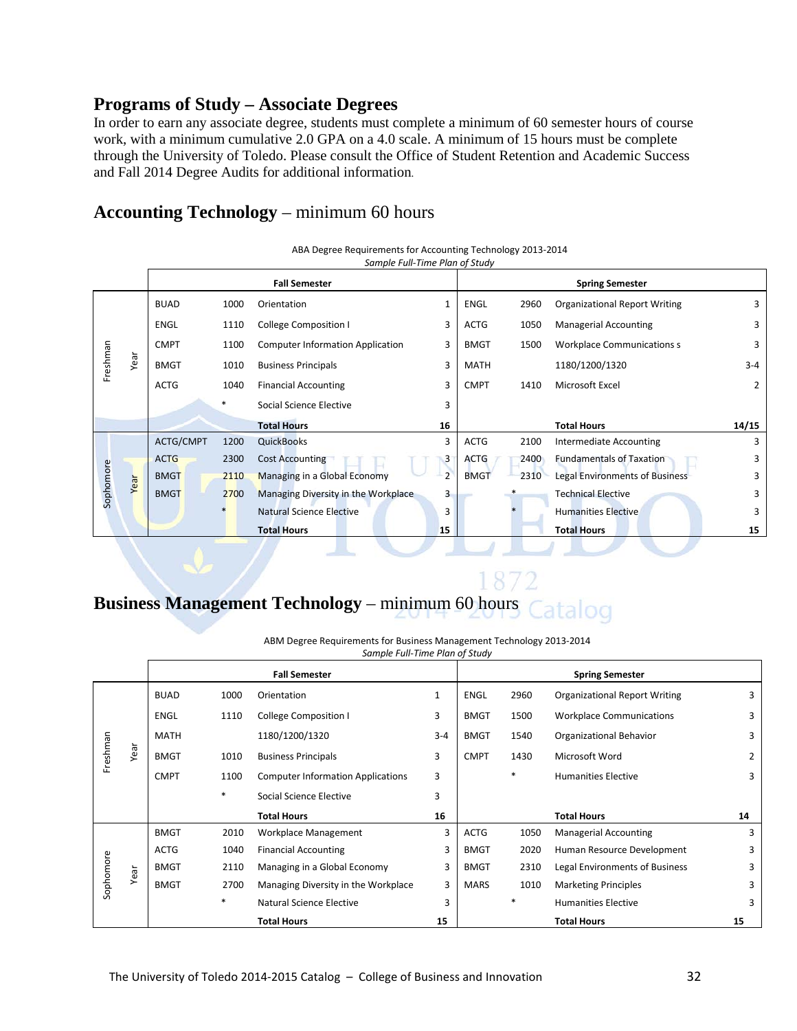## Programs of Study – Associate Degrees

In order to earn any associate degree, students must complete a minimum of 60 semester hours of course work, with a minimum cumulative 2.0 GPA on a 4.0 scale. A minimum of 15 hours must be complete through the University of Toledo. Please consult the Office of Student Retention and Academic Success and Fall 2014 Degree Audits for additional information.

## Accounting Technology – minimum 60 hours

ABA Degree Requirements for Accounting Technology 2013-2014
*Sample Full-Time Plan of Study*

| | Fall Semester | | | | Spring Semester | | | |
|---|---|---|---|---|---|---|---|---|
| Freshman Year | BUAD | 1000 | Orientation | 1 | ENGL | 2960 | Organizational Report Writing | 3 |
| | ENGL | 1110 | College Composition I | 3 | ACTG | 1050 | Managerial Accounting | 3 |
| | CMPT | 1100 | Computer Information Application | 3 | BMGT | 1500 | Workplace Communications s | 3 |
| | BMGT | 1010 | Business Principals | 3 | MATH | | 1180/1200/1320 | 3-4 |
| | ACTG | 1040 | Financial Accounting | 3 | CMPT | 1410 | Microsoft Excel | 2 |
| | | * | Social Science Elective | 3 | | | | |
| | | | **Total Hours** | **16** | | | **Total Hours** | **14/15** |
| Sophomore Year | ACTG/CMPT | 1200 | QuickBooks | 3 | ACTG | 2100 | Intermediate Accounting | 3 |
| | ACTG | 2300 | Cost Accounting | 3 | ACTG | 2400 | Fundamentals of Taxation | 3 |
| | BMGT | 2110 | Managing in a Global Economy | 2 | BMGT | 2310 | Legal Environments of Business | 3 |
| | BMGT | 2700 | Managing Diversity in the Workplace | 3 | | * | Technical Elective | 3 |
| | | * | Natural Science Elective | 3 | | * | Humanities Elective | 3 |
| | | | **Total Hours** | **15** | | | **Total Hours** | **15** |

## Business Management Technology – minimum 60 hours

ABM Degree Requirements for Business Management Technology 2013-2014
*Sample Full-Time Plan of Study*

| | Fall Semester | | | | Spring Semester | | | |
|---|---|---|---|---|---|---|---|---|
| Freshman Year | BUAD | 1000 | Orientation | 1 | ENGL | 2960 | Organizational Report Writing | 3 |
| | ENGL | 1110 | College Composition I | 3 | BMGT | 1500 | Workplace Communications | 3 |
| | MATH | | 1180/1200/1320 | 3-4 | BMGT | 1540 | Organizational Behavior | 3 |
| | BMGT | 1010 | Business Principals | 3 | CMPT | 1430 | Microsoft Word | 2 |
| | CMPT | 1100 | Computer Information Applications | 3 | | * | Humanities Elective | 3 |
| | | * | Social Science Elective | 3 | | | | |
| | | | **Total Hours** | **16** | | | **Total Hours** | **14** |
| Sophomore Year | BMGT | 2010 | Workplace Management | 3 | ACTG | 1050 | Managerial Accounting | 3 |
| | ACTG | 1040 | Financial Accounting | 3 | BMGT | 2020 | Human Resource Development | 3 |
| | BMGT | 2110 | Managing in a Global Economy | 3 | BMGT | 2310 | Legal Environments of Business | 3 |
| | BMGT | 2700 | Managing Diversity in the Workplace | 3 | MARS | 1010 | Marketing Principles | 3 |
| | | * | Natural Science Elective | 3 | | * | Humanities Elective | 3 |
| | | | **Total Hours** | **15** | | | **Total Hours** | **15** |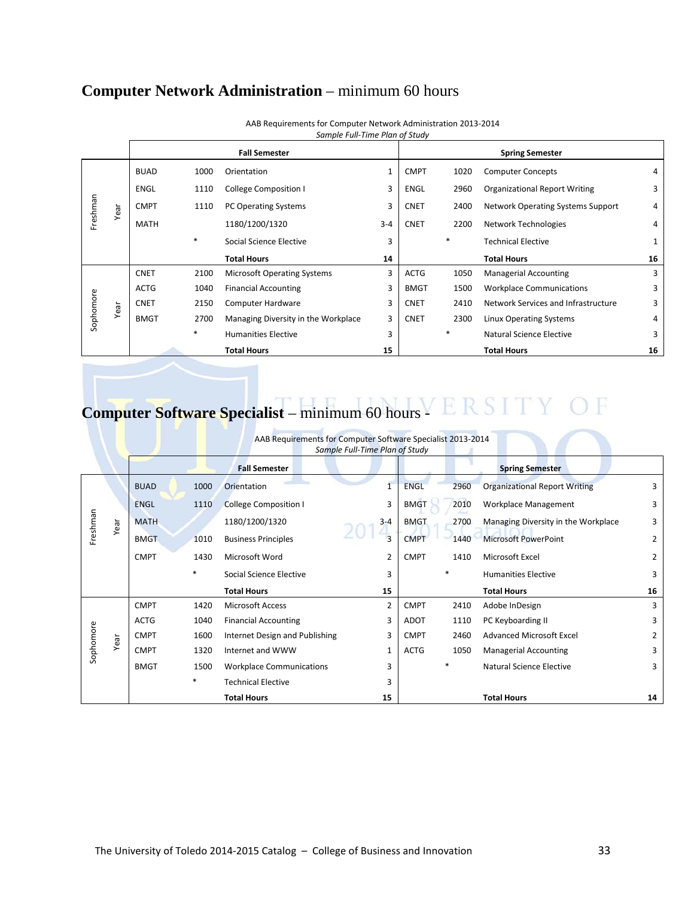## **Computer Network Administration** – minimum 60 hours

AAB Requirements for Computer Network Administration 2013-2014
*Sample Full-Time Plan of Study*

| | | Fall Semester | | | | | Spring Semester | | |
|---|---|---|---|---|---|---|---|---|---|
| Freshman Year | BUAD | 1000 | Orientation | 1 | CMPT | 1020 | Computer Concepts | 4 |
| | ENGL | 1110 | College Composition I | 3 | ENGL | 2960 | Organizational Report Writing | 3 |
| | CMPT | 1110 | PC Operating Systems | 3 | CNET | 2400 | Network Operating Systems Support | 4 |
| | MATH | | 1180/1200/1320 | 3-4 | CNET | 2200 | Network Technologies | 4 |
| | | * | Social Science Elective | 3 | | * | Technical Elective | 1 |
| | | | **Total Hours** | **14** | | | **Total Hours** | **16** |
| Sophomore Year | CNET | 2100 | Microsoft Operating Systems | 3 | ACTG | 1050 | Managerial Accounting | 3 |
| | ACTG | 1040 | Financial Accounting | 3 | BMGT | 1500 | Workplace Communications | 3 |
| | CNET | 2150 | Computer Hardware | 3 | CNET | 2410 | Network Services and Infrastructure | 3 |
| | BMGT | 2700 | Managing Diversity in the Workplace | 3 | CNET | 2300 | Linux Operating Systems | 4 |
| | | * | Humanities Elective | 3 | | * | Natural Science Elective | 3 |
| | | | **Total Hours** | **15** | | | **Total Hours** | **16** |

## **Computer Software Specialist** – minimum 60 hours -

AAB Requirements for Computer Software Specialist 2013-2014
*Sample Full-Time Plan of Study*

| | | Fall Semester | | | | | Spring Semester | | |
|---|---|---|---|---|---|---|---|---|---|
| Freshman Year | BUAD | 1000 | Orientation | 1 | ENGL | 2960 | Organizational Report Writing | 3 |
| | ENGL | 1110 | College Composition I | 3 | BMGT | 2010 | Workplace Management | 3 |
| | MATH | | 1180/1200/1320 | 3-4 | BMGT | 2700 | Managing Diversity in the Workplace | 3 |
| | BMGT | 1010 | Business Principles | 3 | CMPT | 1440 | Microsoft PowerPoint | 2 |
| | CMPT | 1430 | Microsoft Word | 2 | CMPT | 1410 | Microsoft Excel | 2 |
| | | * | Social Science Elective | 3 | | * | Humanities Elective | 3 |
| | | | **Total Hours** | **15** | | | **Total Hours** | **16** |
| Sophomore Year | CMPT | 1420 | Microsoft Access | 2 | CMPT | 2410 | Adobe InDesign | 3 |
| | ACTG | 1040 | Financial Accounting | 3 | ADOT | 1110 | PC Keyboarding II | 3 |
| | CMPT | 1600 | Internet Design and Publishing | 3 | CMPT | 2460 | Advanced Microsoft Excel | 2 |
| | CMPT | 1320 | Internet and WWW | 1 | ACTG | 1050 | Managerial Accounting | 3 |
| | BMGT | 1500 | Workplace Communications | 3 | | * | Natural Science Elective | 3 |
| | | * | Technical Elective | 3 | | | | |
| | | | **Total Hours** | **15** | | | **Total Hours** | **14** |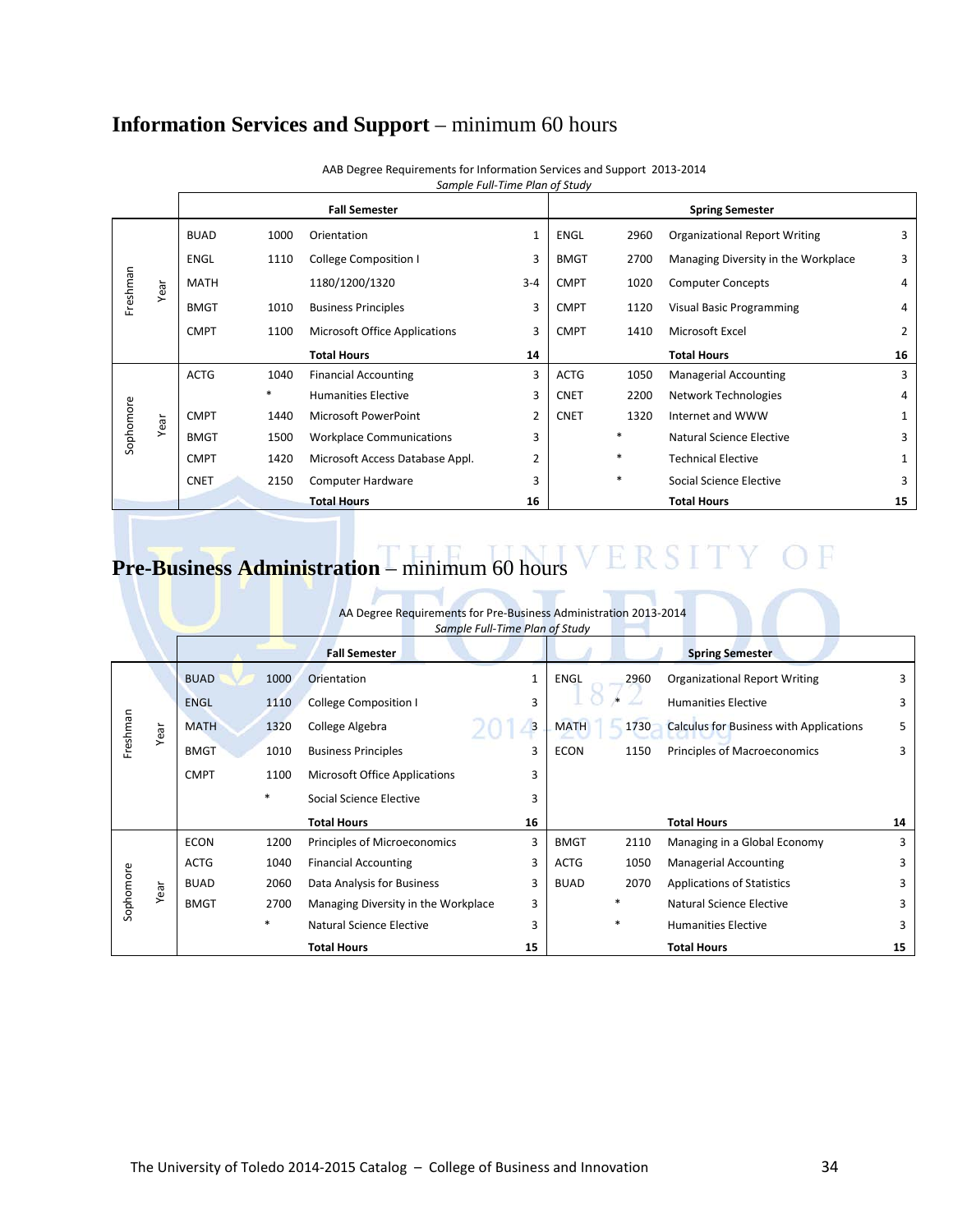## **Information Services and Support** – minimum 60 hours

AAB Degree Requirements for Information Services and Support 2013-2014
*Sample Full-Time Plan of Study*

| | | Fall Semester | | | | Spring Semester | | | |
|---|---|---|---|---|---|---|---|---|---|
| Freshman Year | BUAD | 1000 | Orientation | 1 | ENGL | 2960 | Organizational Report Writing | 3 |
| | ENGL | 1110 | College Composition I | 3 | BMGT | 2700 | Managing Diversity in the Workplace | 3 |
| | MATH | | 1180/1200/1320 | 3-4 | CMPT | 1020 | Computer Concepts | 4 |
| | BMGT | 1010 | Business Principles | 3 | CMPT | 1120 | Visual Basic Programming | 4 |
| | CMPT | 1100 | Microsoft Office Applications | 3 | CMPT | 1410 | Microsoft Excel | 2 |
| | | | **Total Hours** | **14** | | | **Total Hours** | **16** |
| Sophomore Year | ACTG | 1040 | Financial Accounting | 3 | ACTG | 1050 | Managerial Accounting | 3 |
| | | * | Humanities Elective | 3 | CNET | 2200 | Network Technologies | 4 |
| | CMPT | 1440 | Microsoft PowerPoint | 2 | CNET | 1320 | Internet and WWW | 1 |
| | BMGT | 1500 | Workplace Communications | 3 | | * | Natural Science Elective | 3 |
| | CMPT | 1420 | Microsoft Access Database Appl. | 2 | | * | Technical Elective | 1 |
| | CNET | 2150 | Computer Hardware | 3 | | * | Social Science Elective | 3 |
| | | | **Total Hours** | **16** | | | **Total Hours** | **15** |

## **Pre-Business Administration** – minimum 60 hours

AA Degree Requirements for Pre-Business Administration 2013-2014
*Sample Full-Time Plan of Study*

| | | Fall Semester | | | | Spring Semester | | | |
|---|---|---|---|---|---|---|---|---|---|
| Freshman Year | BUAD | 1000 | Orientation | 1 | ENGL | 2960 | Organizational Report Writing | 3 |
| | ENGL | 1110 | College Composition I | 3 | | * | Humanities Elective | 3 |
| | MATH | 1320 | College Algebra | 3 | MATH | 1730 | Calculus for Business with Applications | 5 |
| | BMGT | 1010 | Business Principles | 3 | ECON | 1150 | Principles of Macroeconomics | 3 |
| | CMPT | 1100 | Microsoft Office Applications | 3 | | | | |
| | | * | Social Science Elective | 3 | | | | |
| | | | **Total Hours** | **16** | | | **Total Hours** | **14** |
| Sophomore Year | ECON | 1200 | Principles of Microeconomics | 3 | BMGT | 2110 | Managing in a Global Economy | 3 |
| | ACTG | 1040 | Financial Accounting | 3 | ACTG | 1050 | Managerial Accounting | 3 |
| | BUAD | 2060 | Data Analysis for Business | 3 | BUAD | 2070 | Applications of Statistics | 3 |
| | BMGT | 2700 | Managing Diversity in the Workplace | 3 | | * | Natural Science Elective | 3 |
| | | * | Natural Science Elective | 3 | | * | Humanities Elective | 3 |
| | | | **Total Hours** | **15** | | | **Total Hours** | **15** |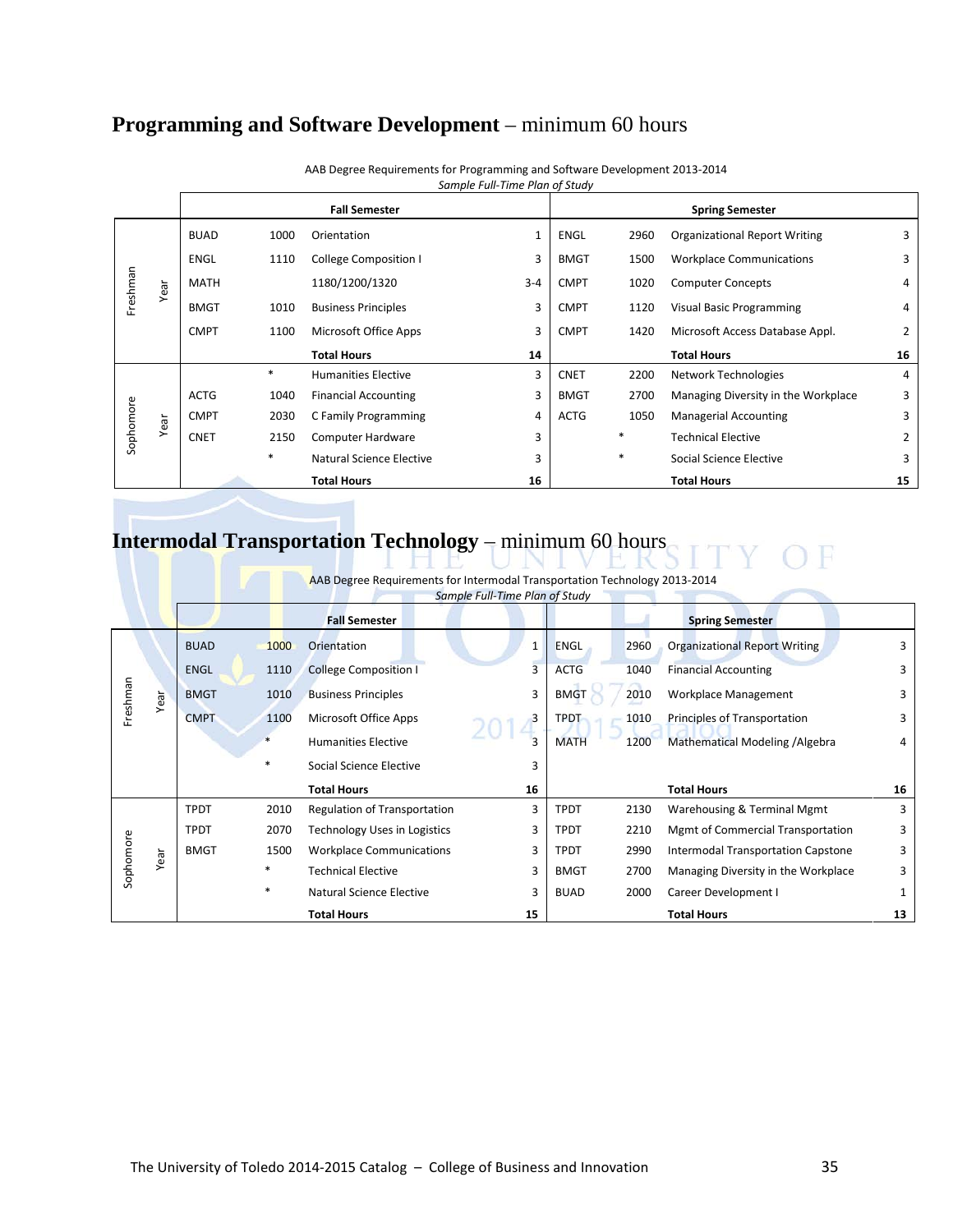## **Programming and Software Development** – minimum 60 hours

AAB Degree Requirements for Programming and Software Development 2013-2014
*Sample Full-Time Plan of Study*

| | | Fall Semester | | | | Spring Semester | | | |
|---|---|---|---|---|---|---|---|---|---|
| Freshman Year | BUAD | 1000 | Orientation | 1 | ENGL | 2960 | Organizational Report Writing | 3 |
| | ENGL | 1110 | College Composition I | 3 | BMGT | 1500 | Workplace Communications | 3 |
| | MATH | | 1180/1200/1320 | 3-4 | CMPT | 1020 | Computer Concepts | 4 |
| | BMGT | 1010 | Business Principles | 3 | CMPT | 1120 | Visual Basic Programming | 4 |
| | CMPT | 1100 | Microsoft Office Apps | 3 | CMPT | 1420 | Microsoft Access Database Appl. | 2 |
| | | | **Total Hours** | **14** | | | **Total Hours** | **16** |
| Sophomore Year | | * | Humanities Elective | 3 | CNET | 2200 | Network Technologies | 4 |
| | ACTG | 1040 | Financial Accounting | 3 | BMGT | 2700 | Managing Diversity in the Workplace | 3 |
| | CMPT | 2030 | C Family Programming | 4 | ACTG | 1050 | Managerial Accounting | 3 |
| | CNET | 2150 | Computer Hardware | 3 | | * | Technical Elective | 2 |
| | | * | Natural Science Elective | 3 | | * | Social Science Elective | 3 |
| | | | **Total Hours** | **16** | | | **Total Hours** | **15** |

## **Intermodal Transportation Technology** – minimum 60 hours

AAB Degree Requirements for Intermodal Transportation Technology 2013-2014
*Sample Full-Time Plan of Study*

| | | Fall Semester | | | | Spring Semester | | | |
|---|---|---|---|---|---|---|---|---|---|
| Freshman Year | BUAD | 1000 | Orientation | 1 | ENGL | 2960 | Organizational Report Writing | 3 |
| | ENGL | 1110 | College Composition I | 3 | ACTG | 1040 | Financial Accounting | 3 |
| | BMGT | 1010 | Business Principles | 3 | BMGT | 2010 | Workplace Management | 3 |
| | CMPT | 1100 | Microsoft Office Apps | 3 | TPDT | 1010 | Principles of Transportation | 3 |
| | | * | Humanities Elective | 3 | MATH | 1200 | Mathematical Modeling /Algebra | 4 |
| | | * | Social Science Elective | 3 | | | | |
| | | | **Total Hours** | **16** | | | **Total Hours** | **16** |
| Sophomore Year | TPDT | 2010 | Regulation of Transportation | 3 | TPDT | 2130 | Warehousing & Terminal Mgmt | 3 |
| | TPDT | 2070 | Technology Uses in Logistics | 3 | TPDT | 2210 | Mgmt of Commercial Transportation | 3 |
| | BMGT | 1500 | Workplace Communications | 3 | TPDT | 2990 | Intermodal Transportation Capstone | 3 |
| | | * | Technical Elective | 3 | BMGT | 2700 | Managing Diversity in the Workplace | 3 |
| | | * | Natural Science Elective | 3 | BUAD | 2000 | Career Development I | 1 |
| | | | **Total Hours** | **15** | | | **Total Hours** | **13** |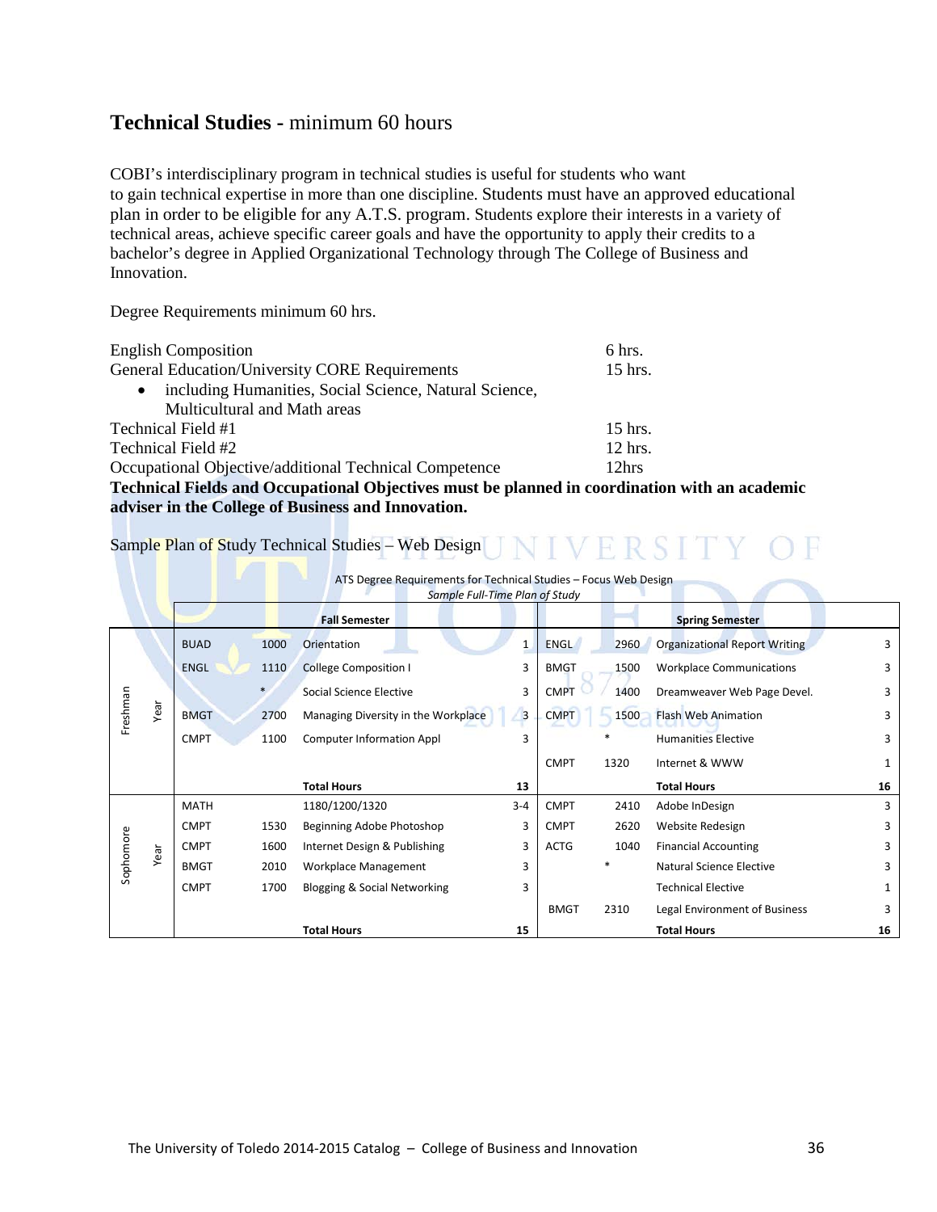## **Technical Studies -** minimum 60 hours

COBI's interdisciplinary program in technical studies is useful for students who want to gain technical expertise in more than one discipline. Students must have an approved educational plan in order to be eligible for any A.T.S. program. Students explore their interests in a variety of technical areas, achieve specific career goals and have the opportunity to apply their credits to a bachelor's degree in Applied Organizational Technology through The College of Business and Innovation.

Degree Requirements minimum 60 hrs.

| | |
|---|---|
| English Composition | 6 hrs. |
| General Education/University CORE Requirements<br>• including Humanities, Social Science, Natural Science, Multicultural and Math areas | 15 hrs. |
| Technical Field #1 | 15 hrs. |
| Technical Field #2 | 12 hrs. |
| Occupational Objective/additional Technical Competence | 12hrs |

**Technical Fields and Occupational Objectives must be planned in coordination with an academic adviser in the College of Business and Innovation.**

Sample Plan of Study Technical Studies – Web Design

ATS Degree Requirements for Technical Studies – Focus Web Design
*Sample Full-Time Plan of Study*

| | | Fall Semester | | | | Spring Semester | | | |
|---|---|---|---|---|---|---|---|---|---|
| Freshman Year | BUAD | 1000 | Orientation | 1 | ENGL | 2960 | Organizational Report Writing | 3 |
| | ENGL | 1110 | College Composition I | 3 | BMGT | 1500 | Workplace Communications | 3 |
| | | * | Social Science Elective | 3 | CMPT | 1400 | Dreamweaver Web Page Devel. | 3 |
| | BMGT | 2700 | Managing Diversity in the Workplace | 3 | CMPT | 1500 | Flash Web Animation | 3 |
| | CMPT | 1100 | Computer Information Appl | 3 | | * | Humanities Elective | 3 |
| | | | | | CMPT | 1320 | Internet & WWW | 1 |
| | | | **Total Hours** | **13** | | | **Total Hours** | **16** |
| Sophomore Year | MATH | | 1180/1200/1320 | 3-4 | CMPT | 2410 | Adobe InDesign | 3 |
| | CMPT | 1530 | Beginning Adobe Photoshop | 3 | CMPT | 2620 | Website Redesign | 3 |
| | CMPT | 1600 | Internet Design & Publishing | 3 | ACTG | 1040 | Financial Accounting | 3 |
| | BMGT | 2010 | Workplace Management | 3 | | * | Natural Science Elective | 3 |
| | CMPT | 1700 | Blogging & Social Networking | 3 | | | Technical Elective | 1 |
| | | | | | BMGT | 2310 | Legal Environment of Business | 3 |
| | | | **Total Hours** | **15** | | | **Total Hours** | **16** |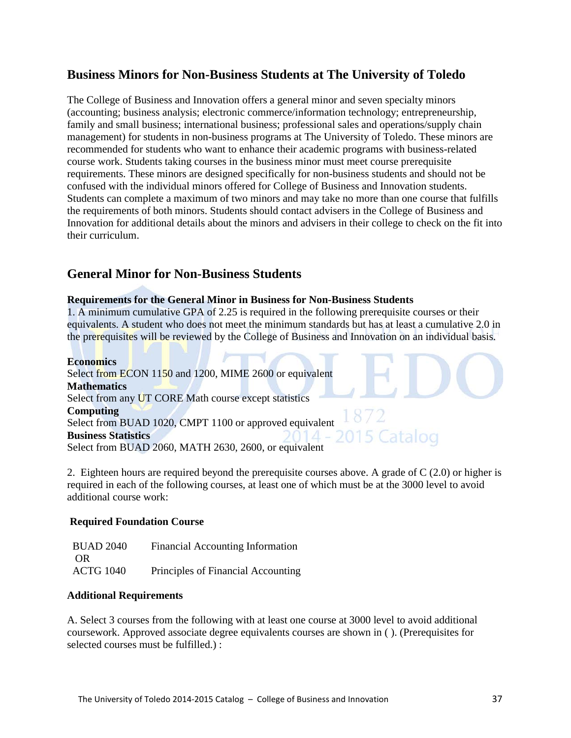## Business Minors for Non-Business Students at The University of Toledo

The College of Business and Innovation offers a general minor and seven specialty minors (accounting; business analysis; electronic commerce/information technology; entrepreneurship, family and small business; international business; professional sales and operations/supply chain management) for students in non-business programs at The University of Toledo. These minors are recommended for students who want to enhance their academic programs with business-related course work. Students taking courses in the business minor must meet course prerequisite requirements. These minors are designed specifically for non-business students and should not be confused with the individual minors offered for College of Business and Innovation students. Students can complete a maximum of two minors and may take no more than one course that fulfills the requirements of both minors. Students should contact advisers in the College of Business and Innovation for additional details about the minors and advisers in their college to check on the fit into their curriculum.

## General Minor for Non-Business Students

**Requirements for the General Minor in Business for Non-Business Students**

1. A minimum cumulative GPA of 2.25 is required in the following prerequisite courses or their equivalents. A student who does not meet the minimum standards but has at least a cumulative 2.0 in the prerequisites will be reviewed by the College of Business and Innovation on an individual basis.

**Economics**
Select from ECON 1150 and 1200, MIME 2600 or equivalent
**Mathematics**
Select from any UT CORE Math course except statistics
**Computing**
Select from BUAD 1020, CMPT 1100 or approved equivalent
**Business Statistics**
Select from BUAD 2060, MATH 2630, 2600, or equivalent

2. Eighteen hours are required beyond the prerequisite courses above. A grade of C (2.0) or higher is required in each of the following courses, at least one of which must be at the 3000 level to avoid additional course work:

**Required Foundation Course**

| | |
|---|---|
| BUAD 2040 | Financial Accounting Information |
| OR | |
| ACTG 1040 | Principles of Financial Accounting |

**Additional Requirements**

A. Select 3 courses from the following with at least one course at 3000 level to avoid additional coursework. Approved associate degree equivalents courses are shown in ( ). (Prerequisites for selected courses must be fulfilled.) :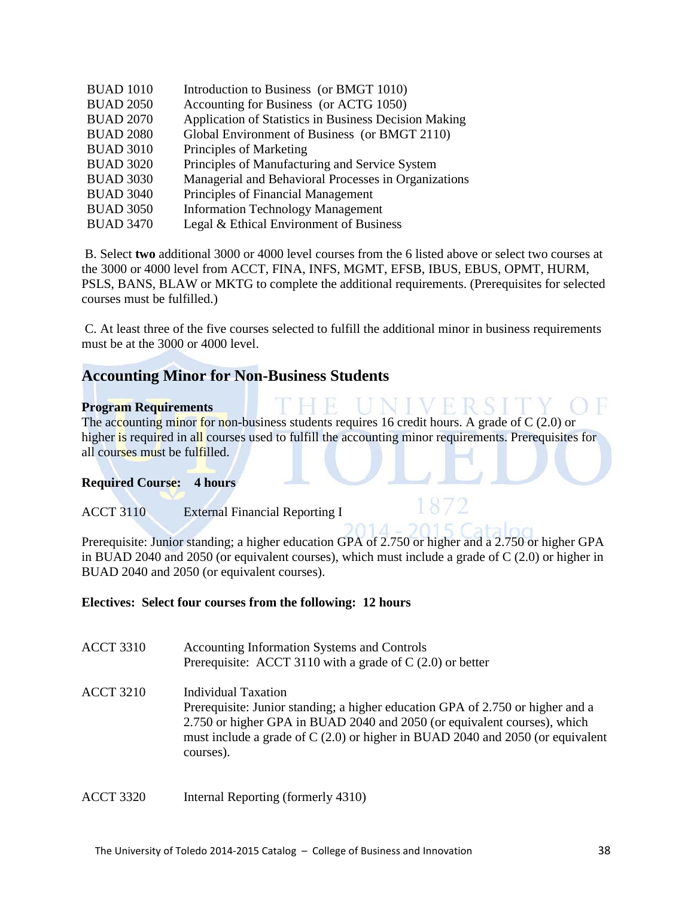| | |
|---|---|
| BUAD 1010 | Introduction to Business (or BMGT 1010) |
| BUAD 2050 | Accounting for Business (or ACTG 1050) |
| BUAD 2070 | Application of Statistics in Business Decision Making |
| BUAD 2080 | Global Environment of Business (or BMGT 2110) |
| BUAD 3010 | Principles of Marketing |
| BUAD 3020 | Principles of Manufacturing and Service System |
| BUAD 3030 | Managerial and Behavioral Processes in Organizations |
| BUAD 3040 | Principles of Financial Management |
| BUAD 3050 | Information Technology Management |
| BUAD 3470 | Legal & Ethical Environment of Business |

B. Select **two** additional 3000 or 4000 level courses from the 6 listed above or select two courses at the 3000 or 4000 level from ACCT, FINA, INFS, MGMT, EFSB, IBUS, EBUS, OPMT, HURM, PSLS, BANS, BLAW or MKTG to complete the additional requirements. (Prerequisites for selected courses must be fulfilled.)

C. At least three of the five courses selected to fulfill the additional minor in business requirements must be at the 3000 or 4000 level.

## Accounting Minor for Non-Business Students

**Program Requirements**

The accounting minor for non-business students requires 16 credit hours. A grade of C (2.0) or higher is required in all courses used to fulfill the accounting minor requirements. Prerequisites for all courses must be fulfilled.

**Required Course: 4 hours**

ACCT 3110 External Financial Reporting I

Prerequisite: Junior standing; a higher education GPA of 2.750 or higher and a 2.750 or higher GPA in BUAD 2040 and 2050 (or equivalent courses), which must include a grade of C (2.0) or higher in BUAD 2040 and 2050 (or equivalent courses).

**Electives: Select four courses from the following: 12 hours**

ACCT 3310 Accounting Information Systems and Controls
Prerequisite: ACCT 3110 with a grade of C (2.0) or better

ACCT 3210 Individual Taxation
Prerequisite: Junior standing; a higher education GPA of 2.750 or higher and a 2.750 or higher GPA in BUAD 2040 and 2050 (or equivalent courses), which must include a grade of C (2.0) or higher in BUAD 2040 and 2050 (or equivalent courses).

ACCT 3320 Internal Reporting (formerly 4310)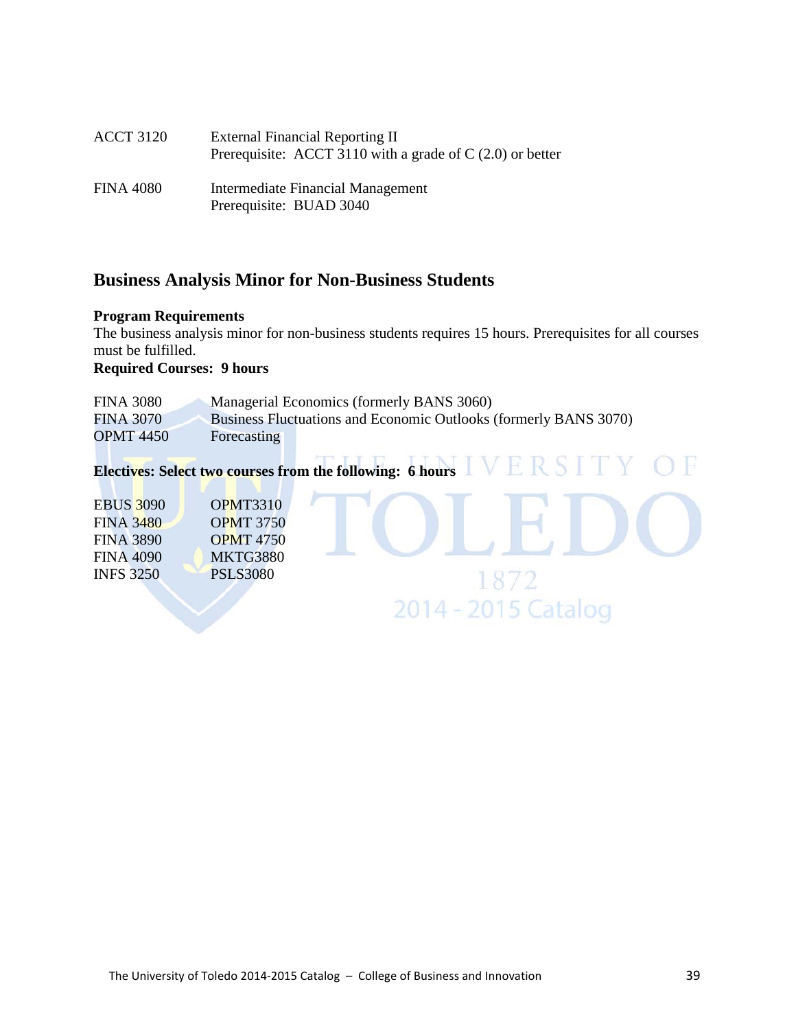| | |
|---|---|
| ACCT 3120 | External Financial Reporting II<br>Prerequisite: ACCT 3110 with a grade of C (2.0) or better |
| FINA 4080 | Intermediate Financial Management<br>Prerequisite: BUAD 3040 |

## Business Analysis Minor for Non-Business Students

**Program Requirements**

The business analysis minor for non-business students requires 15 hours. Prerequisites for all courses must be fulfilled.

**Required Courses: 9 hours**

| | |
|---|---|
| FINA 3080 | Managerial Economics (formerly BANS 3060) |
| FINA 3070 | Business Fluctuations and Economic Outlooks (formerly BANS 3070) |
| OPMT 4450 | Forecasting |

**Electives: Select two courses from the following: 6 hours**

| | |
|---|---|
| EBUS 3090 | OPMT3310 |
| FINA 3480 | OPMT 3750 |
| FINA 3890 | OPMT 4750 |
| FINA 4090 | MKTG3880 |
| INFS 3250 | PSLS3080 |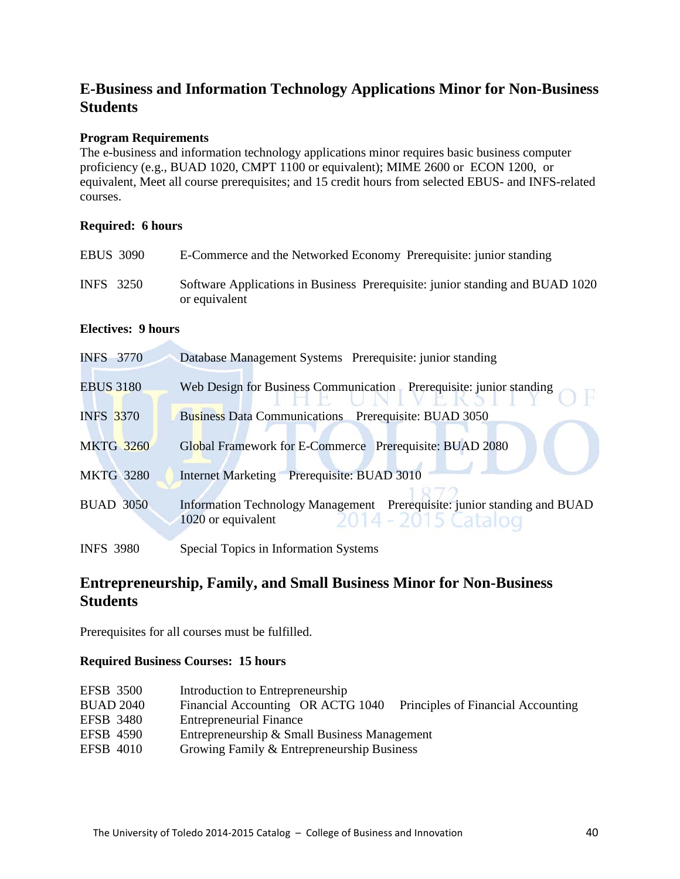## E-Business and Information Technology Applications Minor for Non-Business Students

**Program Requirements**

The e-business and information technology applications minor requires basic business computer proficiency (e.g., BUAD 1020, CMPT 1100 or equivalent); MIME 2600 or ECON 1200, or equivalent, Meet all course prerequisites; and 15 credit hours from selected EBUS- and INFS-related courses.

**Required: 6 hours**

| | |
|---|---|
| EBUS 3090 | E-Commerce and the Networked Economy Prerequisite: junior standing |
| INFS 3250 | Software Applications in Business Prerequisite: junior standing and BUAD 1020 or equivalent |

**Electives: 9 hours**

| | |
|---|---|
| INFS 3770 | Database Management Systems Prerequisite: junior standing |
| EBUS 3180 | Web Design for Business Communication Prerequisite: junior standing |
| INFS 3370 | Business Data Communications Prerequisite: BUAD 3050 |
| MKTG 3260 | Global Framework for E-Commerce Prerequisite: BUAD 2080 |
| MKTG 3280 | Internet Marketing Prerequisite: BUAD 3010 |
| BUAD 3050 | Information Technology Management Prerequisite: junior standing and BUAD 1020 or equivalent |
| INFS 3980 | Special Topics in Information Systems |

## Entrepreneurship, Family, and Small Business Minor for Non-Business Students

Prerequisites for all courses must be fulfilled.

**Required Business Courses: 15 hours**

| | |
|---|---|
| EFSB 3500 | Introduction to Entrepreneurship |
| BUAD 2040 | Financial Accounting OR ACTG 1040 Principles of Financial Accounting |
| EFSB 3480 | Entrepreneurial Finance |
| EFSB 4590 | Entrepreneurship & Small Business Management |
| EFSB 4010 | Growing Family & Entrepreneurship Business |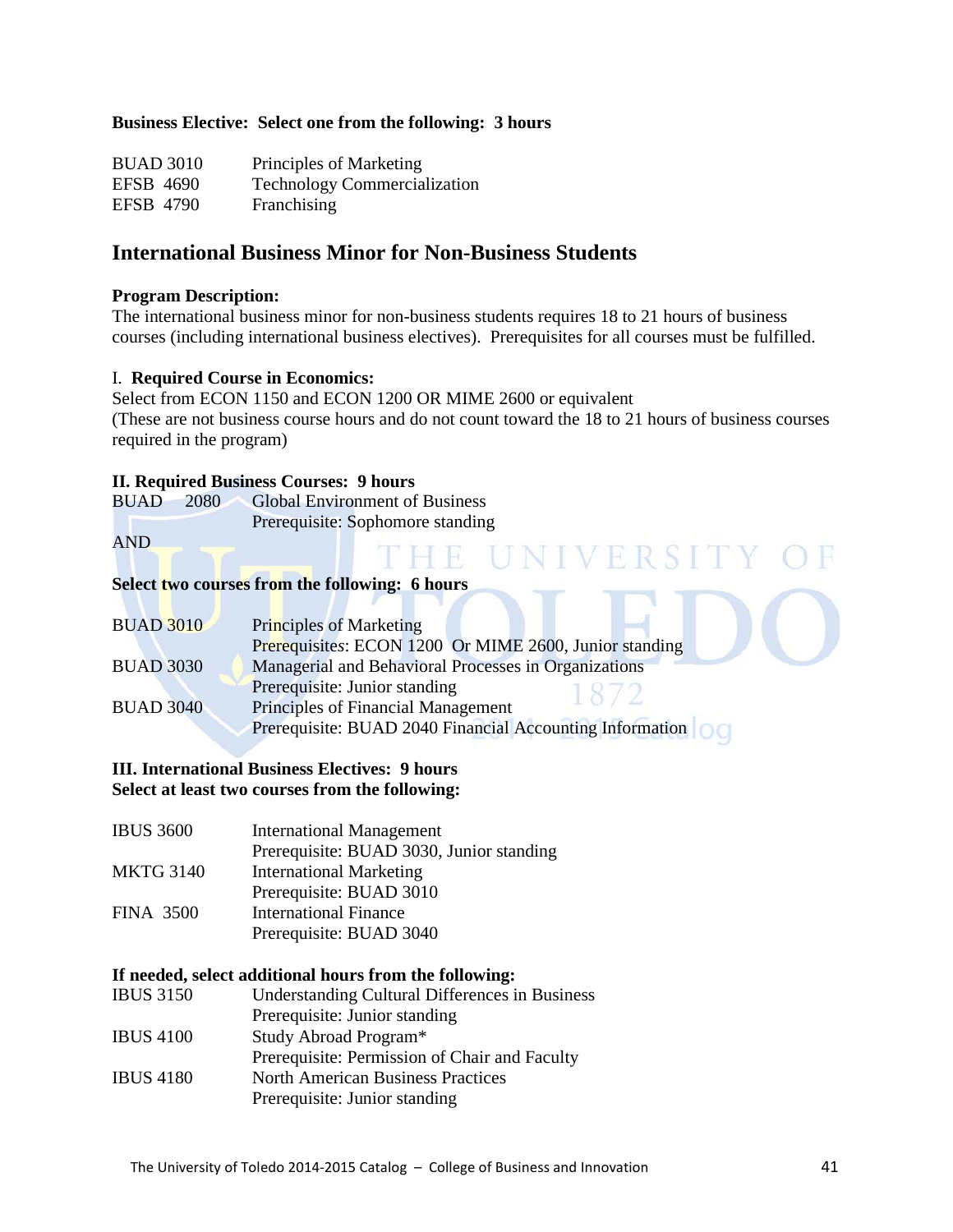**Business Elective: Select one from the following: 3 hours**

| | |
|---|---|
| BUAD 3010 | Principles of Marketing |
| EFSB 4690 | Technology Commercialization |
| EFSB 4790 | Franchising |

## International Business Minor for Non-Business Students

**Program Description:**
The international business minor for non-business students requires 18 to 21 hours of business courses (including international business electives). Prerequisites for all courses must be fulfilled.

I. **Required Course in Economics:**
Select from ECON 1150 and ECON 1200 OR MIME 2600 or equivalent
(These are not business course hours and do not count toward the 18 to 21 hours of business courses required in the program)

**II. Required Business Courses: 9 hours**

| | |
|---|---|
| BUAD 2080 | Global Environment of Business<br>Prerequisite: Sophomore standing |

AND

**Select two courses from the following: 6 hours**

| | |
|---|---|
| BUAD 3010 | Principles of Marketing<br>Prerequisites: ECON 1200 Or MIME 2600, Junior standing |
| BUAD 3030 | Managerial and Behavioral Processes in Organizations<br>Prerequisite: Junior standing |
| BUAD 3040 | Principles of Financial Management<br>Prerequisite: BUAD 2040 Financial Accounting Information |

**III. International Business Electives: 9 hours**
**Select at least two courses from the following:**

| | |
|---|---|
| IBUS 3600 | International Management<br>Prerequisite: BUAD 3030, Junior standing |
| MKTG 3140 | International Marketing<br>Prerequisite: BUAD 3010 |
| FINA 3500 | International Finance<br>Prerequisite: BUAD 3040 |

**If needed, select additional hours from the following:**

| | |
|---|---|
| IBUS 3150 | Understanding Cultural Differences in Business<br>Prerequisite: Junior standing |
| IBUS 4100 | Study Abroad Program*<br>Prerequisite: Permission of Chair and Faculty |
| IBUS 4180 | North American Business Practices<br>Prerequisite: Junior standing |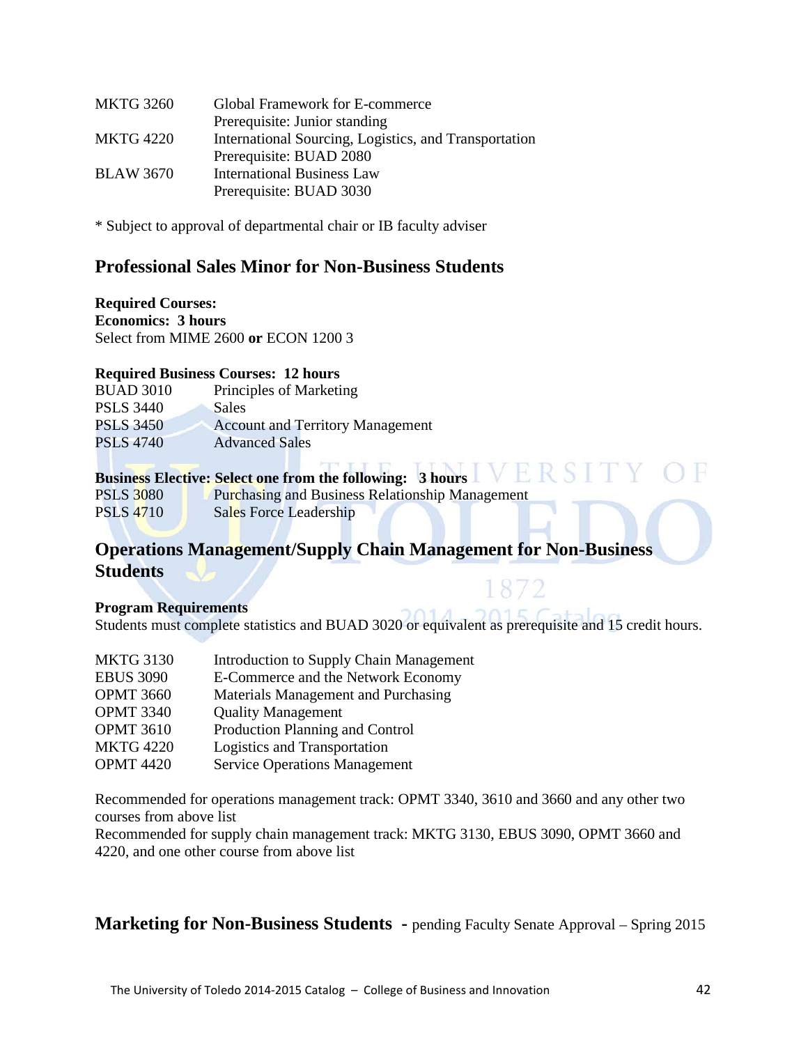| | |
|---|---|
| MKTG 3260 | Global Framework for E-commerce<br>Prerequisite: Junior standing |
| MKTG 4220 | International Sourcing, Logistics, and Transportation<br>Prerequisite: BUAD 2080 |
| BLAW 3670 | International Business Law<br>Prerequisite: BUAD 3030 |

* Subject to approval of departmental chair or IB faculty adviser

## Professional Sales Minor for Non-Business Students

**Required Courses:**
**Economics: 3 hours**
Select from MIME 2600 **or** ECON 1200 3

**Required Business Courses: 12 hours**

| | |
|---|---|
| BUAD 3010 | Principles of Marketing |
| PSLS 3440 | Sales |
| PSLS 3450 | Account and Territory Management |
| PSLS 4740 | Advanced Sales |

**Business Elective: Select one from the following: 3 hours**

| | |
|---|---|
| PSLS 3080 | Purchasing and Business Relationship Management |
| PSLS 4710 | Sales Force Leadership |

## Operations Management/Supply Chain Management for Non-Business Students

**Program Requirements**
Students must complete statistics and BUAD 3020 or equivalent as prerequisite and 15 credit hours.

| | |
|---|---|
| MKTG 3130 | Introduction to Supply Chain Management |
| EBUS 3090 | E-Commerce and the Network Economy |
| OPMT 3660 | Materials Management and Purchasing |
| OPMT 3340 | Quality Management |
| OPMT 3610 | Production Planning and Control |
| MKTG 4220 | Logistics and Transportation |
| OPMT 4420 | Service Operations Management |

Recommended for operations management track: OPMT 3340, 3610 and 3660 and any other two courses from above list
Recommended for supply chain management track: MKTG 3130, EBUS 3090, OPMT 3660 and 4220, and one other course from above list

## Marketing for Non-Business Students - pending Faculty Senate Approval – Spring 2015